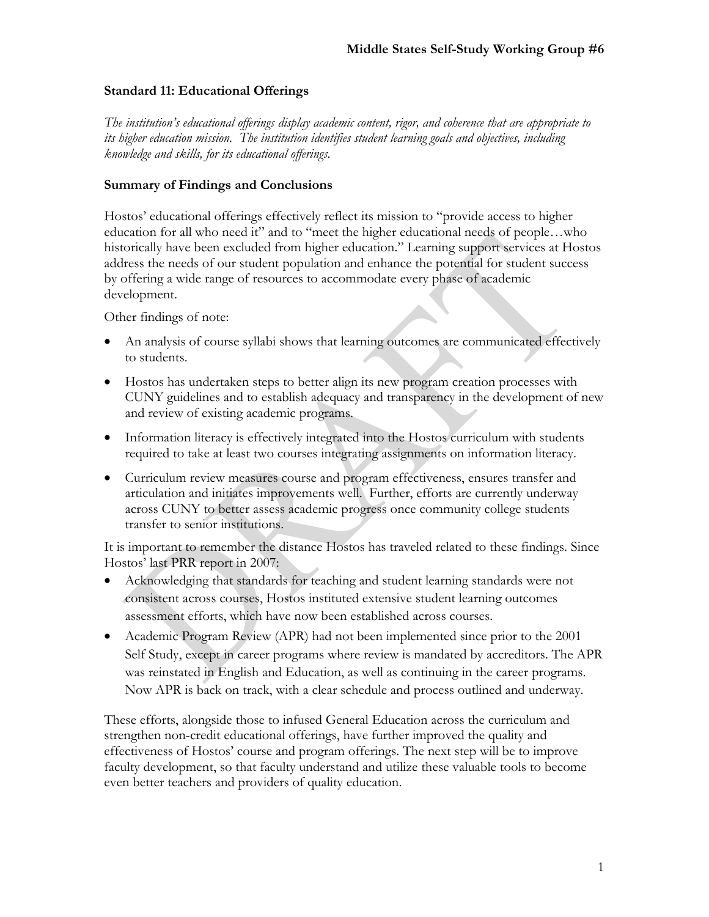**Middle States Self-Study Working Group #6**

## Standard 11: Educational Offerings

*The institution's educational offerings display academic content, rigor, and coherence that are appropriate to its higher education mission. The institution identifies student learning goals and objectives, including knowledge and skills, for its educational offerings.*

### Summary of Findings and Conclusions

Hostos' educational offerings effectively reflect its mission to "provide access to higher education for all who need it" and to "meet the higher educational needs of people…who historically have been excluded from higher education." Learning support services at Hostos address the needs of our student population and enhance the potential for student success by offering a wide range of resources to accommodate every phase of academic development.

Other findings of note:

- An analysis of course syllabi shows that learning outcomes are communicated effectively to students.
- Hostos has undertaken steps to better align its new program creation processes with CUNY guidelines and to establish adequacy and transparency in the development of new and review of existing academic programs.
- Information literacy is effectively integrated into the Hostos curriculum with students required to take at least two courses integrating assignments on information literacy.
- Curriculum review measures course and program effectiveness, ensures transfer and articulation and initiates improvements well. Further, efforts are currently underway across CUNY to better assess academic progress once community college students transfer to senior institutions.

It is important to remember the distance Hostos has traveled related to these findings. Since Hostos' last PRR report in 2007:

- Acknowledging that standards for teaching and student learning standards were not consistent across courses, Hostos instituted extensive student learning outcomes assessment efforts, which have now been established across courses.
- Academic Program Review (APR) had not been implemented since prior to the 2001 Self Study, except in career programs where review is mandated by accreditors. The APR was reinstated in English and Education, as well as continuing in the career programs. Now APR is back on track, with a clear schedule and process outlined and underway.

These efforts, alongside those to infused General Education across the curriculum and strengthen non-credit educational offerings, have further improved the quality and effectiveness of Hostos' course and program offerings. The next step will be to improve faculty development, so that faculty understand and utilize these valuable tools to become even better teachers and providers of quality education.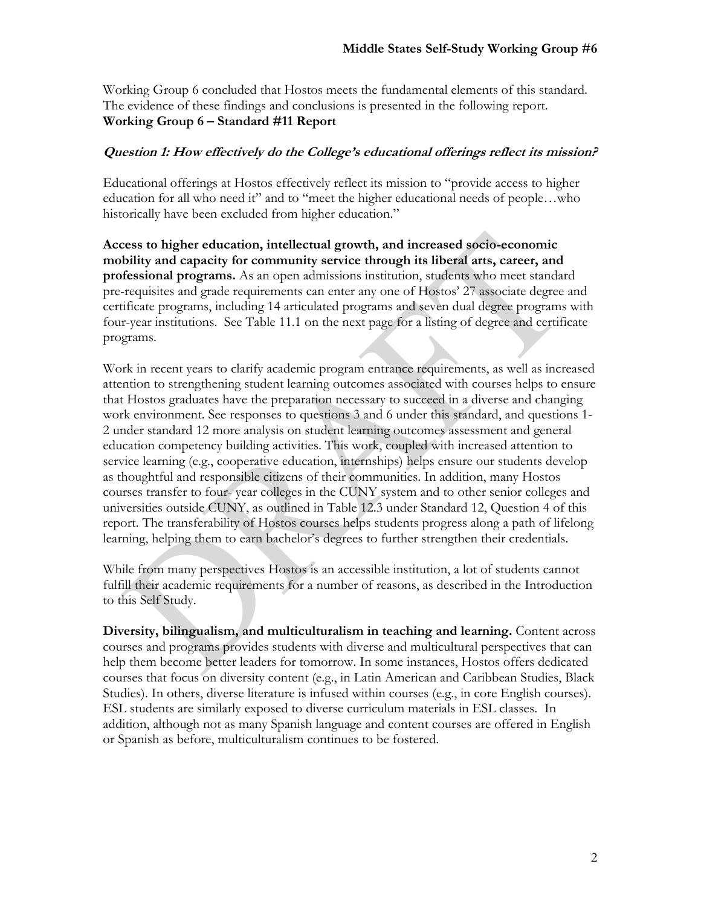Working Group 6 concluded that Hostos meets the fundamental elements of this standard. The evidence of these findings and conclusions is presented in the following report.

**Working Group 6 – Standard #11 Report**

***Question 1: How effectively do the College's educational offerings reflect its mission?***

Educational offerings at Hostos effectively reflect its mission to "provide access to higher education for all who need it" and to "meet the higher educational needs of people…who historically have been excluded from higher education."

**Access to higher education, intellectual growth, and increased socio-economic mobility and capacity for community service through its liberal arts, career, and professional programs.** As an open admissions institution, students who meet standard pre-requisites and grade requirements can enter any one of Hostos' 27 associate degree and certificate programs, including 14 articulated programs and seven dual degree programs with four-year institutions. See Table 11.1 on the next page for a listing of degree and certificate programs.

Work in recent years to clarify academic program entrance requirements, as well as increased attention to strengthening student learning outcomes associated with courses helps to ensure that Hostos graduates have the preparation necessary to succeed in a diverse and changing work environment. See responses to questions 3 and 6 under this standard, and questions 1-2 under standard 12 more analysis on student learning outcomes assessment and general education competency building activities. This work, coupled with increased attention to service learning (e.g., cooperative education, internships) helps ensure our students develop as thoughtful and responsible citizens of their communities. In addition, many Hostos courses transfer to four- year colleges in the CUNY system and to other senior colleges and universities outside CUNY, as outlined in Table 12.3 under Standard 12, Question 4 of this report. The transferability of Hostos courses helps students progress along a path of lifelong learning, helping them to earn bachelor's degrees to further strengthen their credentials.

While from many perspectives Hostos is an accessible institution, a lot of students cannot fulfill their academic requirements for a number of reasons, as described in the Introduction to this Self Study.

**Diversity, bilingualism, and multiculturalism in teaching and learning.** Content across courses and programs provides students with diverse and multicultural perspectives that can help them become better leaders for tomorrow. In some instances, Hostos offers dedicated courses that focus on diversity content (e.g., in Latin American and Caribbean Studies, Black Studies). In others, diverse literature is infused within courses (e.g., in core English courses). ESL students are similarly exposed to diverse curriculum materials in ESL classes. In addition, although not as many Spanish language and content courses are offered in English or Spanish as before, multiculturalism continues to be fostered.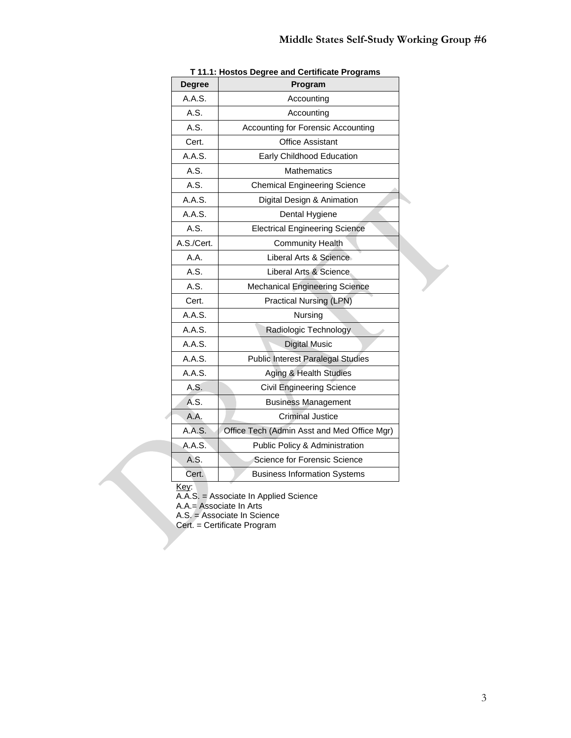**T 11.1: Hostos Degree and Certificate Programs**

| Degree | Program |
|---|---|
| A.A.S. | Accounting |
| A.S. | Accounting |
| A.S. | Accounting for Forensic Accounting |
| Cert. | Office Assistant |
| A.A.S. | Early Childhood Education |
| A.S. | Mathematics |
| A.S. | Chemical Engineering Science |
| A.A.S. | Digital Design & Animation |
| A.A.S. | Dental Hygiene |
| A.S. | Electrical Engineering Science |
| A.S./Cert. | Community Health |
| A.A. | Liberal Arts & Science |
| A.S. | Liberal Arts & Science |
| A.S. | Mechanical Engineering Science |
| Cert. | Practical Nursing (LPN) |
| A.A.S. | Nursing |
| A.A.S. | Radiologic Technology |
| A.A.S. | Digital Music |
| A.A.S. | Public Interest Paralegal Studies |
| A.A.S. | Aging & Health Studies |
| A.S. | Civil Engineering Science |
| A.S. | Business Management |
| A.A. | Criminal Justice |
| A.A.S. | Office Tech (Admin Asst and Med Office Mgr) |
| A.A.S. | Public Policy & Administration |
| A.S. | Science for Forensic Science |
| Cert. | Business Information Systems |

Key:
A.A.S. = Associate In Applied Science
A.A.= Associate In Arts
A.S. = Associate In Science
Cert. = Certificate Program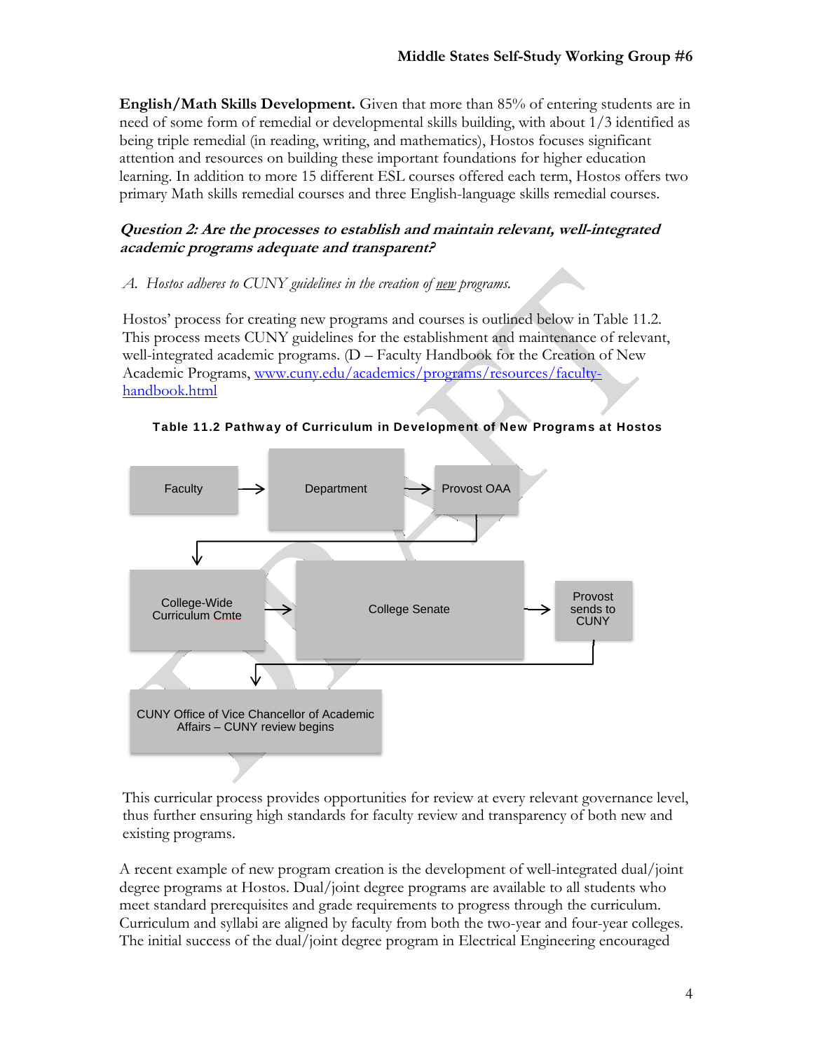**English/Math Skills Development.** Given that more than 85% of entering students are in need of some form of remedial or developmental skills building, with about 1/3 identified as being triple remedial (in reading, writing, and mathematics), Hostos focuses significant attention and resources on building these important foundations for higher education learning. In addition to more 15 different ESL courses offered each term, Hostos offers two primary Math skills remedial courses and three English-language skills remedial courses.

***Question 2: Are the processes to establish and maintain relevant, well-integrated academic programs adequate and transparent?***

*A. Hostos adheres to CUNY guidelines in the creation of new programs.*

Hostos' process for creating new programs and courses is outlined below in Table 11.2. This process meets CUNY guidelines for the establishment and maintenance of relevant, well-integrated academic programs. (D – Faculty Handbook for the Creation of New Academic Programs, www.cuny.edu/academics/programs/resources/faculty-handbook.html)

**Table 11.2 Pathway of Curriculum in Development of New Programs at Hostos**

Faculty → Department → Provost OAA → College-Wide Curriculum Cmte → College Senate → Provost sends to CUNY → CUNY Office of Vice Chancellor of Academic Affairs – CUNY review begins

This curricular process provides opportunities for review at every relevant governance level, thus further ensuring high standards for faculty review and transparency of both new and existing programs.

A recent example of new program creation is the development of well-integrated dual/joint degree programs at Hostos. Dual/joint degree programs are available to all students who meet standard prerequisites and grade requirements to progress through the curriculum. Curriculum and syllabi are aligned by faculty from both the two-year and four-year colleges. The initial success of the dual/joint degree program in Electrical Engineering encouraged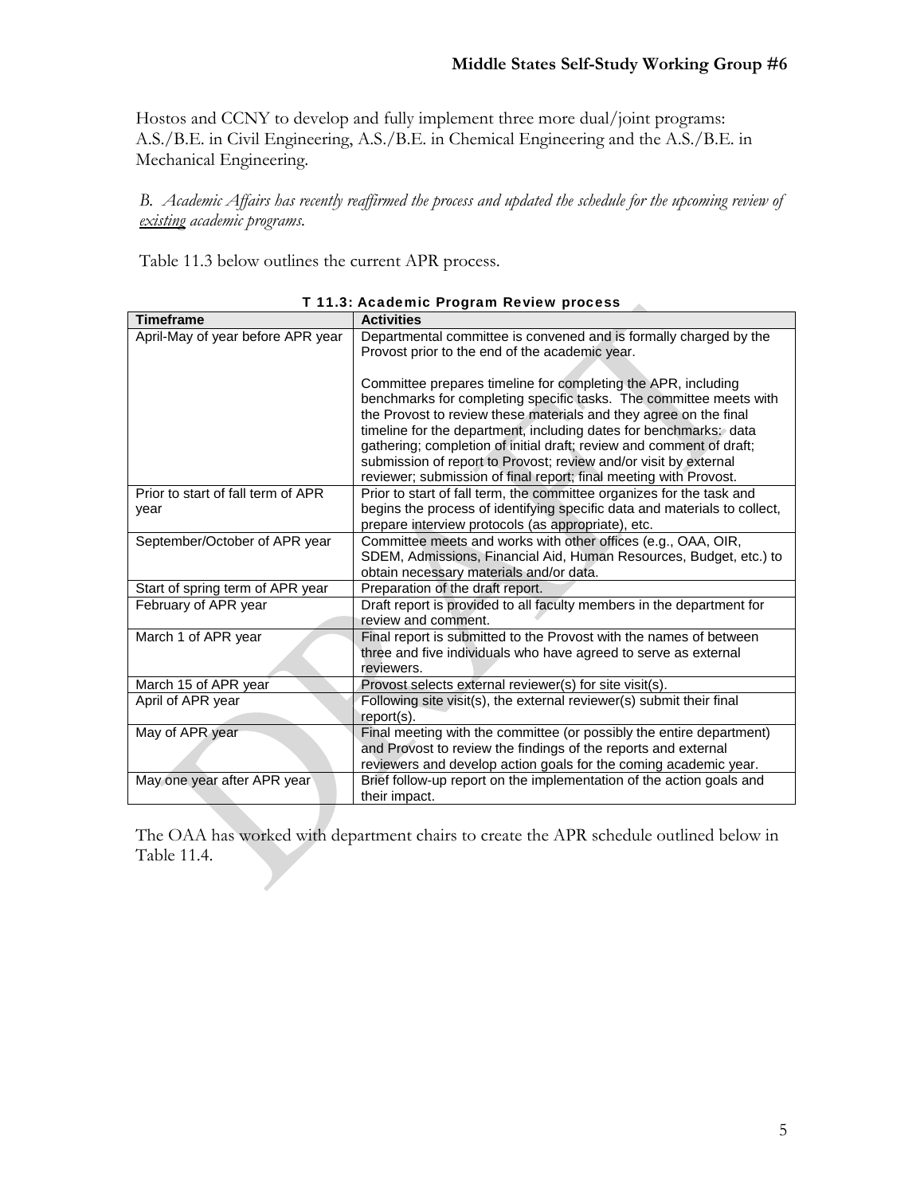Hostos and CCNY to develop and fully implement three more dual/joint programs: A.S./B.E. in Civil Engineering, A.S./B.E. in Chemical Engineering and the A.S./B.E. in Mechanical Engineering.

*B. Academic Affairs has recently reaffirmed the process and updated the schedule for the upcoming review of existing academic programs.*

Table 11.3 below outlines the current APR process.

**T 11.3: Academic Program Review process**

| Timeframe | Activities |
|---|---|
| April-May of year before APR year | Departmental committee is convened and is formally charged by the Provost prior to the end of the academic year.<br><br>Committee prepares timeline for completing the APR, including benchmarks for completing specific tasks. The committee meets with the Provost to review these materials and they agree on the final timeline for the department, including dates for benchmarks: data gathering; completion of initial draft; review and comment of draft; submission of report to Provost; review and/or visit by external reviewer; submission of final report; final meeting with Provost. |
| Prior to start of fall term of APR year | Prior to start of fall term, the committee organizes for the task and begins the process of identifying specific data and materials to collect, prepare interview protocols (as appropriate), etc. |
| September/October of APR year | Committee meets and works with other offices (e.g., OAA, OIR, SDEM, Admissions, Financial Aid, Human Resources, Budget, etc.) to obtain necessary materials and/or data. |
| Start of spring term of APR year | Preparation of the draft report. |
| February of APR year | Draft report is provided to all faculty members in the department for review and comment. |
| March 1 of APR year | Final report is submitted to the Provost with the names of between three and five individuals who have agreed to serve as external reviewers. |
| March 15 of APR year | Provost selects external reviewer(s) for site visit(s). |
| April of APR year | Following site visit(s), the external reviewer(s) submit their final report(s). |
| May of APR year | Final meeting with the committee (or possibly the entire department) and Provost to review the findings of the reports and external reviewers and develop action goals for the coming academic year. |
| May one year after APR year | Brief follow-up report on the implementation of the action goals and their impact. |

The OAA has worked with department chairs to create the APR schedule outlined below in Table 11.4.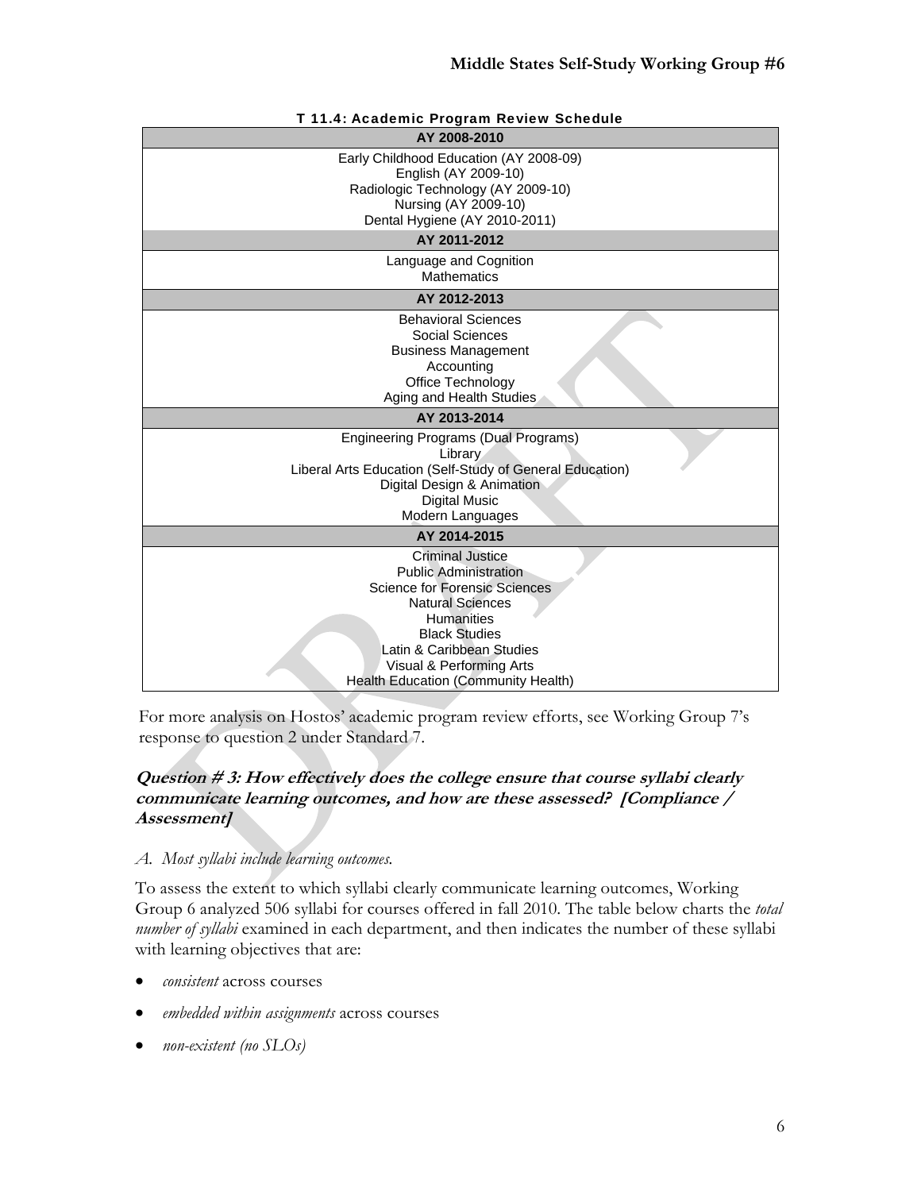**T 11.4: Academic Program Review Schedule**

| AY 2008-2010 |
|---|
| Early Childhood Education (AY 2008-09)<br>English (AY 2009-10)<br>Radiologic Technology (AY 2009-10)<br>Nursing (AY 2009-10)<br>Dental Hygiene (AY 2010-2011) |
| **AY 2011-2012** |
| Language and Cognition<br>Mathematics |
| **AY 2012-2013** |
| Behavioral Sciences<br>Social Sciences<br>Business Management<br>Accounting<br>Office Technology<br>Aging and Health Studies |
| **AY 2013-2014** |
| Engineering Programs (Dual Programs)<br>Library<br>Liberal Arts Education (Self-Study of General Education)<br>Digital Design & Animation<br>Digital Music<br>Modern Languages |
| **AY 2014-2015** |
| Criminal Justice<br>Public Administration<br>Science for Forensic Sciences<br>Natural Sciences<br>Humanities<br>Black Studies<br>Latin & Caribbean Studies<br>Visual & Performing Arts<br>Health Education (Community Health) |

For more analysis on Hostos' academic program review efforts, see Working Group 7's response to question 2 under Standard 7.

### Question # 3: How effectively does the college ensure that course syllabi clearly communicate learning outcomes, and how are these assessed? [Compliance / Assessment]

*A. Most syllabi include learning outcomes.*

To assess the extent to which syllabi clearly communicate learning outcomes, Working Group 6 analyzed 506 syllabi for courses offered in fall 2010. The table below charts the *total number of syllabi* examined in each department, and then indicates the number of these syllabi with learning objectives that are:

- *consistent* across courses
- *embedded within assignments* across courses
- *non-existent (no SLOs)*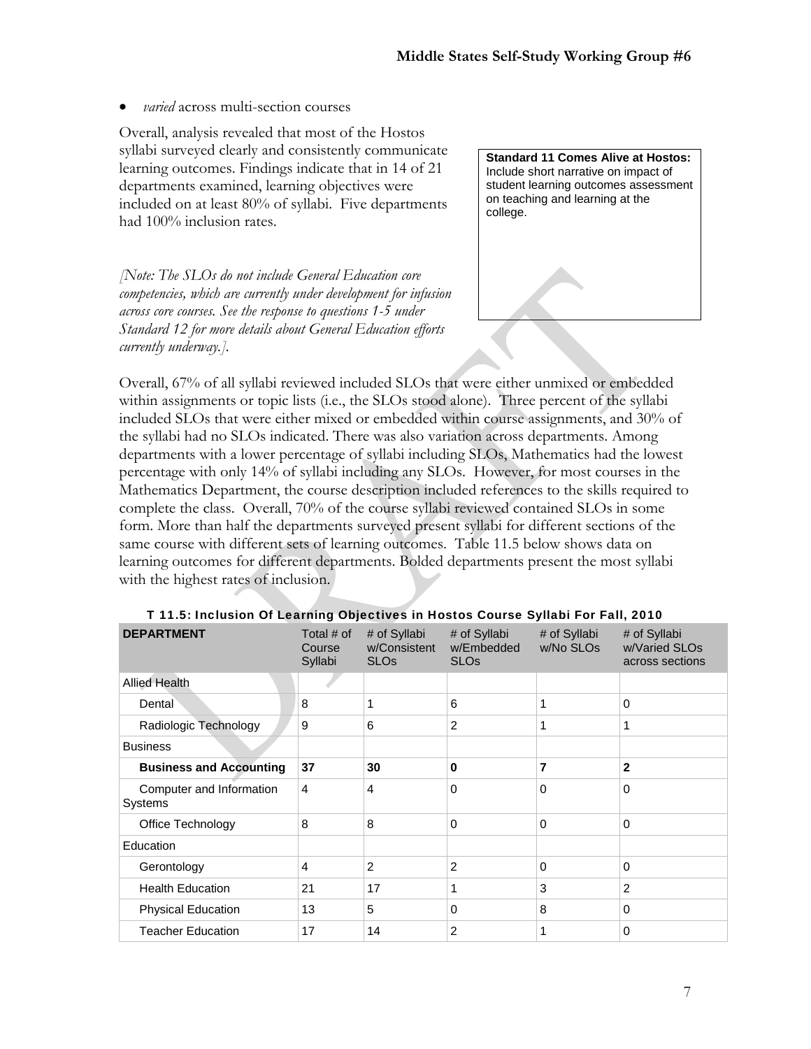- *varied* across multi-section courses

Overall, analysis revealed that most of the Hostos syllabi surveyed clearly and consistently communicate learning outcomes. Findings indicate that in 14 of 21 departments examined, learning objectives were included on at least 80% of syllabi. Five departments had 100% inclusion rates.

**Standard 11 Comes Alive at Hostos:** Include short narrative on impact of student learning outcomes assessment on teaching and learning at the college.

*[Note: The SLOs do not include General Education core competencies, which are currently under development for infusion across core courses. See the response to questions 1-5 under Standard 12 for more details about General Education efforts currently underway.].*

Overall, 67% of all syllabi reviewed included SLOs that were either unmixed or embedded within assignments or topic lists (i.e., the SLOs stood alone). Three percent of the syllabi included SLOs that were either mixed or embedded within course assignments, and 30% of the syllabi had no SLOs indicated. There was also variation across departments. Among departments with a lower percentage of syllabi including SLOs, Mathematics had the lowest percentage with only 14% of syllabi including any SLOs. However, for most courses in the Mathematics Department, the course description included references to the skills required to complete the class. Overall, 70% of the course syllabi reviewed contained SLOs in some form. More than half the departments surveyed present syllabi for different sections of the same course with different sets of learning outcomes. Table 11.5 below shows data on learning outcomes for different departments. Bolded departments present the most syllabi with the highest rates of inclusion.

**T 11.5: Inclusion Of Learning Objectives in Hostos Course Syllabi For Fall, 2010**

| DEPARTMENT | Total # of Course Syllabi | # of Syllabi w/Consistent SLOs | # of Syllabi w/Embedded SLOs | # of Syllabi w/No SLOs | # of Syllabi w/Varied SLOs across sections |
|---|---|---|---|---|---|
| Allied Health | | | | | |
| Dental | 8 | 1 | 6 | 1 | 0 |
| Radiologic Technology | 9 | 6 | 2 | 1 | 1 |
| Business | | | | | |
| **Business and Accounting** | **37** | **30** | **0** | **7** | **2** |
| Computer and Information Systems | 4 | 4 | 0 | 0 | 0 |
| Office Technology | 8 | 8 | 0 | 0 | 0 |
| Education | | | | | |
| Gerontology | 4 | 2 | 2 | 0 | 0 |
| Health Education | 21 | 17 | 1 | 3 | 2 |
| Physical Education | 13 | 5 | 0 | 8 | 0 |
| Teacher Education | 17 | 14 | 2 | 1 | 0 |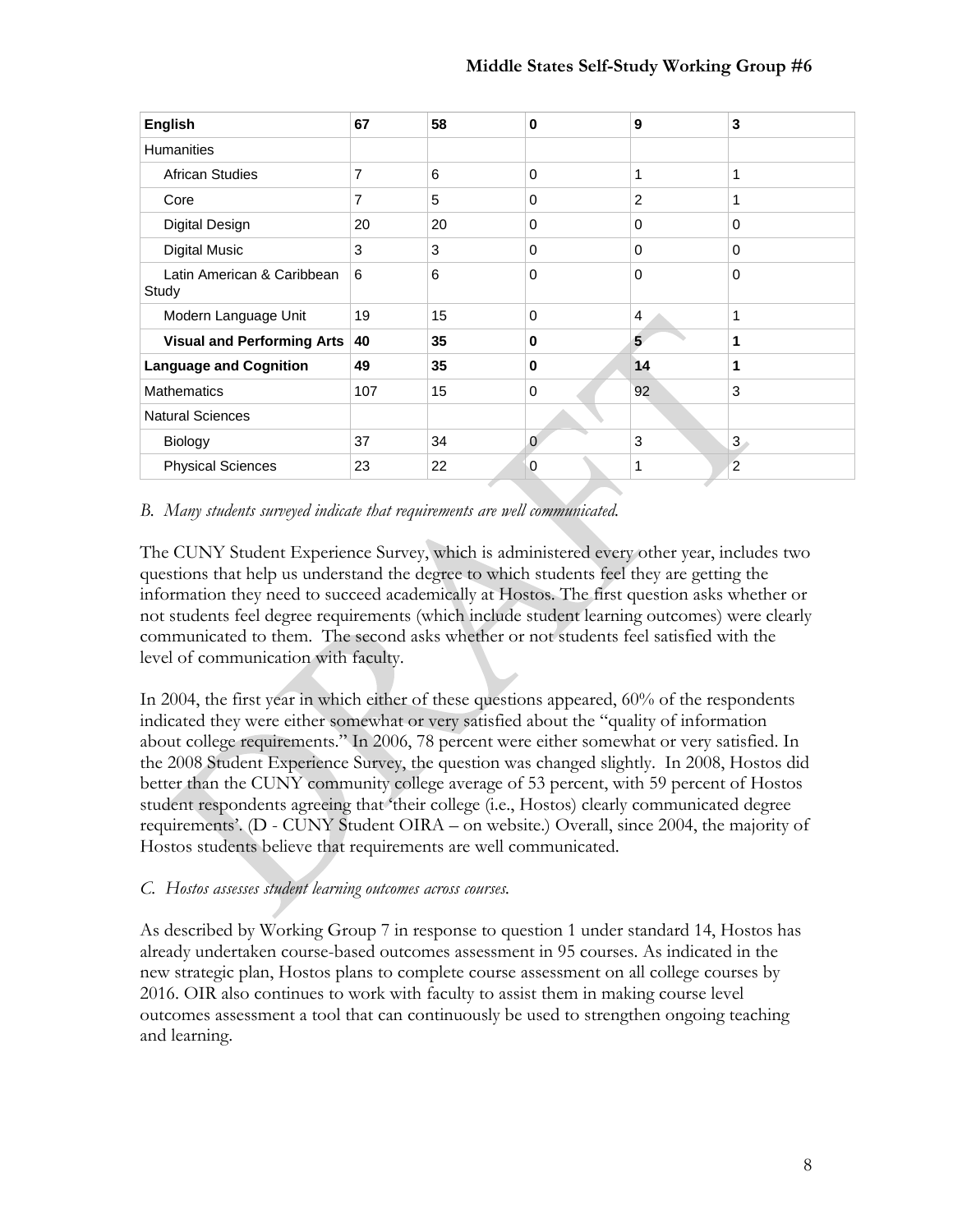| **English** | **67** | **58** | **0** | **9** | **3** |
|---|---|---|---|---|---|
| Humanities | | | | | |
| African Studies | 7 | 6 | 0 | 1 | 1 |
| Core | 7 | 5 | 0 | 2 | 1 |
| Digital Design | 20 | 20 | 0 | 0 | 0 |
| Digital Music | 3 | 3 | 0 | 0 | 0 |
| Latin American & Caribbean Study | 6 | 6 | 0 | 0 | 0 |
| Modern Language Unit | 19 | 15 | 0 | 4 | 1 |
| **Visual and Performing Arts** | **40** | **35** | **0** | **5** | **1** |
| **Language and Cognition** | **49** | **35** | **0** | **14** | **1** |
| Mathematics | 107 | 15 | 0 | 92 | 3 |
| Natural Sciences | | | | | |
| Biology | 37 | 34 | 0 | 3 | 3 |
| Physical Sciences | 23 | 22 | 0 | 1 | 2 |

*B. Many students surveyed indicate that requirements are well communicated.*

The CUNY Student Experience Survey, which is administered every other year, includes two questions that help us understand the degree to which students feel they are getting the information they need to succeed academically at Hostos. The first question asks whether or not students feel degree requirements (which include student learning outcomes) were clearly communicated to them. The second asks whether or not students feel satisfied with the level of communication with faculty.

In 2004, the first year in which either of these questions appeared, 60% of the respondents indicated they were either somewhat or very satisfied about the "quality of information about college requirements." In 2006, 78 percent were either somewhat or very satisfied. In the 2008 Student Experience Survey, the question was changed slightly. In 2008, Hostos did better than the CUNY community college average of 53 percent, with 59 percent of Hostos student respondents agreeing that 'their college (i.e., Hostos) clearly communicated degree requirements'. (D - CUNY Student OIRA – on website.) Overall, since 2004, the majority of Hostos students believe that requirements are well communicated.

*C. Hostos assesses student learning outcomes across courses.*

As described by Working Group 7 in response to question 1 under standard 14, Hostos has already undertaken course-based outcomes assessment in 95 courses. As indicated in the new strategic plan, Hostos plans to complete course assessment on all college courses by 2016. OIR also continues to work with faculty to assist them in making course level outcomes assessment a tool that can continuously be used to strengthen ongoing teaching and learning.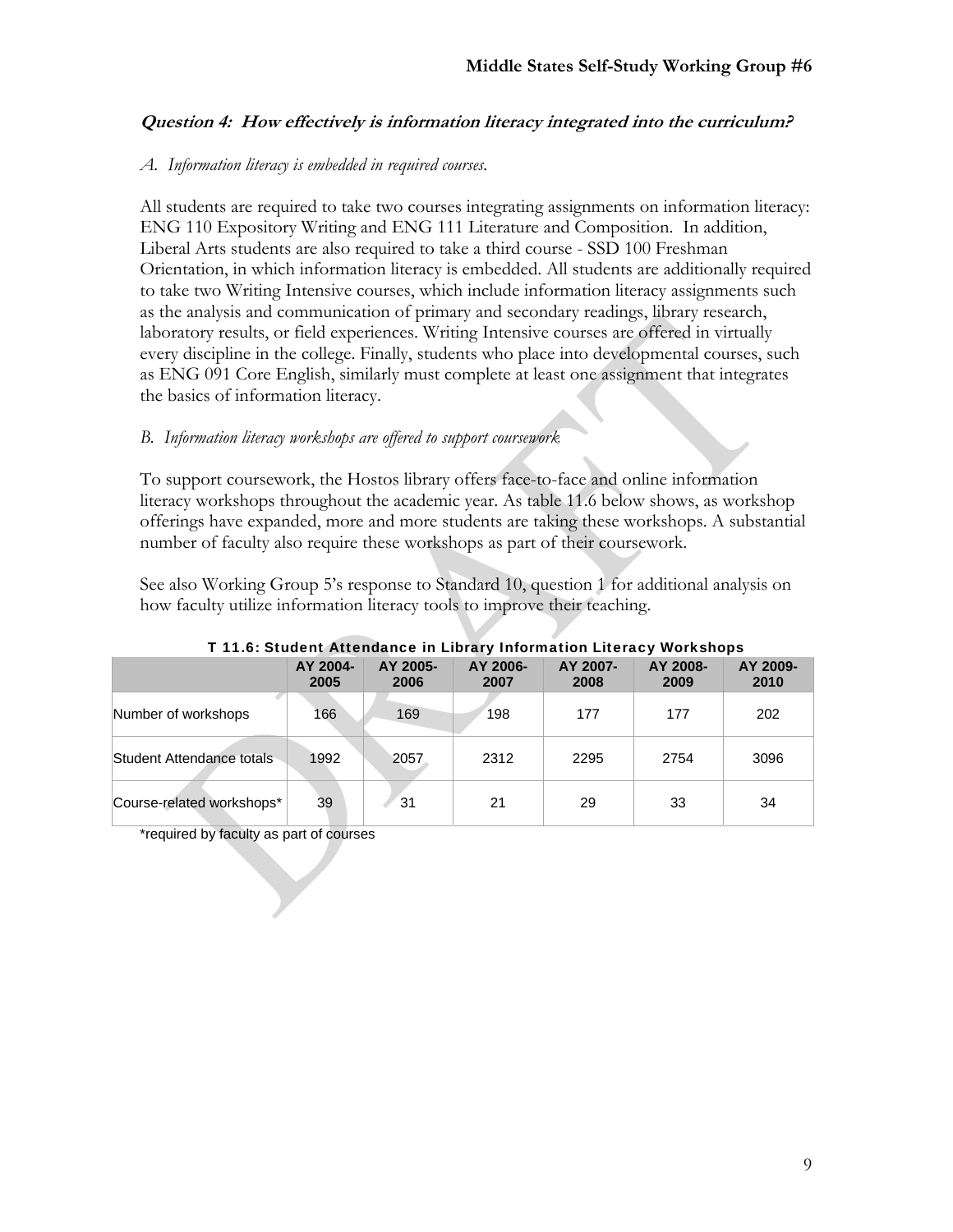### Question 4: How effectively is information literacy integrated into the curriculum?

*A. Information literacy is embedded in required courses.*

All students are required to take two courses integrating assignments on information literacy: ENG 110 Expository Writing and ENG 111 Literature and Composition. In addition, Liberal Arts students are also required to take a third course - SSD 100 Freshman Orientation, in which information literacy is embedded. All students are additionally required to take two Writing Intensive courses, which include information literacy assignments such as the analysis and communication of primary and secondary readings, library research, laboratory results, or field experiences. Writing Intensive courses are offered in virtually every discipline in the college. Finally, students who place into developmental courses, such as ENG 091 Core English, similarly must complete at least one assignment that integrates the basics of information literacy.

*B. Information literacy workshops are offered to support coursework.*

To support coursework, the Hostos library offers face-to-face and online information literacy workshops throughout the academic year. As table 11.6 below shows, as workshop offerings have expanded, more and more students are taking these workshops. A substantial number of faculty also require these workshops as part of their coursework.

See also Working Group 5's response to Standard 10, question 1 for additional analysis on how faculty utilize information literacy tools to improve their teaching.

**T 11.6: Student Attendance in Library Information Literacy Workshops**

| | AY 2004-2005 | AY 2005-2006 | AY 2006-2007 | AY 2007-2008 | AY 2008-2009 | AY 2009-2010 |
|---|---|---|---|---|---|---|
| Number of workshops | 166 | 169 | 198 | 177 | 177 | 202 |
| Student Attendance totals | 1992 | 2057 | 2312 | 2295 | 2754 | 3096 |
| Course-related workshops* | 39 | 31 | 21 | 29 | 33 | 34 |

*required by faculty as part of courses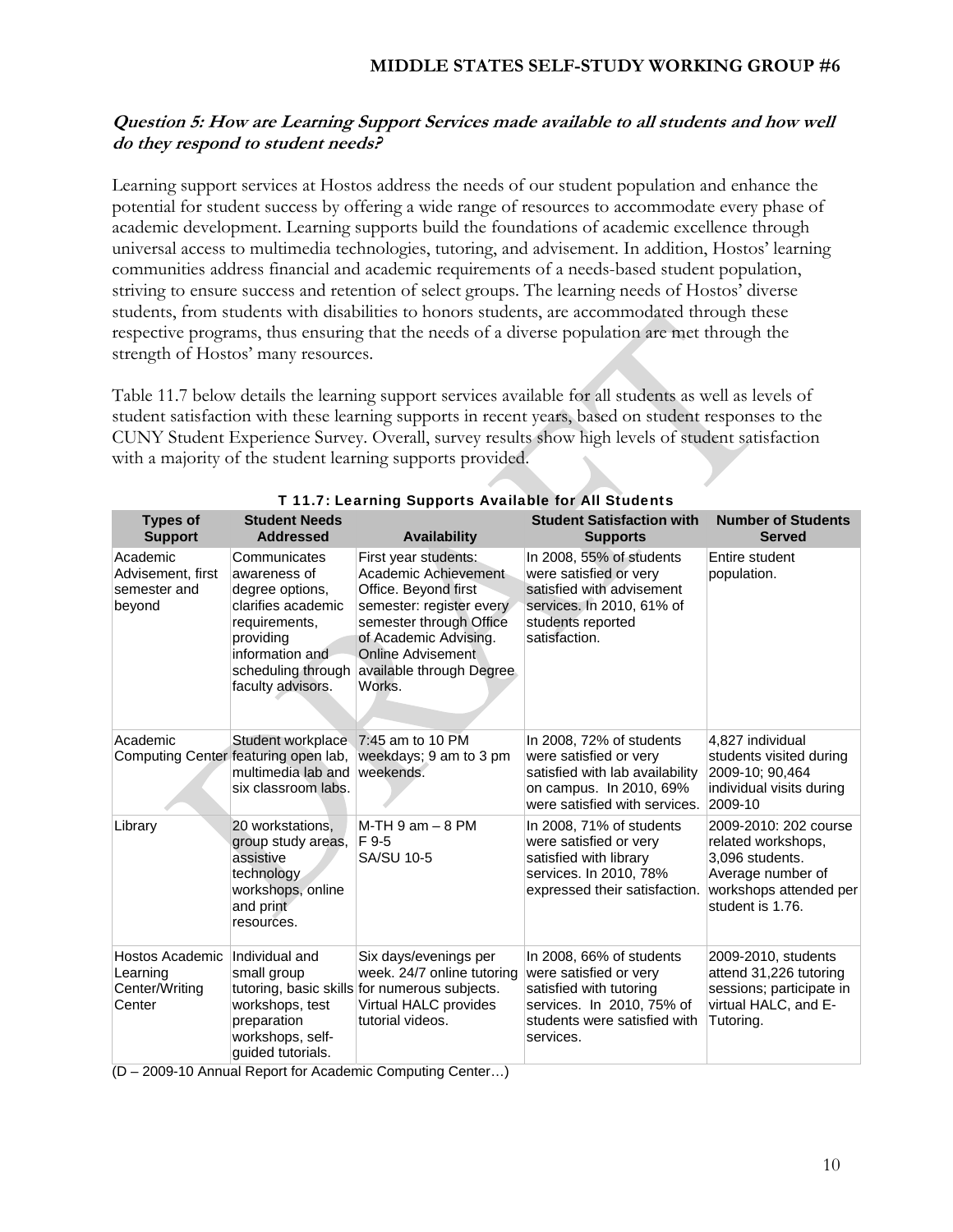**Question 5: How are Learning Support Services made available to all students and how well do they respond to student needs?**

Learning support services at Hostos address the needs of our student population and enhance the potential for student success by offering a wide range of resources to accommodate every phase of academic development. Learning supports build the foundations of academic excellence through universal access to multimedia technologies, tutoring, and advisement. In addition, Hostos' learning communities address financial and academic requirements of a needs-based student population, striving to ensure success and retention of select groups. The learning needs of Hostos' diverse students, from students with disabilities to honors students, are accommodated through these respective programs, thus ensuring that the needs of a diverse population are met through the strength of Hostos' many resources.

Table 11.7 below details the learning support services available for all students as well as levels of student satisfaction with these learning supports in recent years, based on student responses to the CUNY Student Experience Survey. Overall, survey results show high levels of student satisfaction with a majority of the student learning supports provided.

**T 11.7: Learning Supports Available for All Students**

| Types of Support | Student Needs Addressed | Availability | Student Satisfaction with Supports | Number of Students Served |
|---|---|---|---|---|
| Academic Advisement, first semester and beyond | Communicates awareness of degree options, clarifies academic requirements, providing information and scheduling through faculty advisors. | First year students: Academic Achievement Office. Beyond first semester: register every semester through Office of Academic Advising. Online Advisement available through Degree Works. | In 2008, 55% of students were satisfied or very satisfied with advisement services. In 2010, 61% of students reported satisfaction. | Entire student population. |
| Academic Computing Center | Student workplace featuring open lab, multimedia lab and six classroom labs. | 7:45 am to 10 PM weekdays; 9 am to 3 pm weekends. | In 2008, 72% of students were satisfied or very satisfied with lab availability on campus. In 2010, 69% were satisfied with services. | 4,827 individual students visited during 2009-10; 90,464 individual visits during 2009-10 |
| Library | 20 workstations, group study areas, assistive technology workshops, online and print resources. | M-TH 9 am – 8 PM<br>F 9-5<br>SA/SU 10-5 | In 2008, 71% of students were satisfied or very satisfied with library services. In 2010, 78% expressed their satisfaction. | 2009-2010: 202 course related workshops, 3,096 students. Average number of workshops attended per student is 1.76. |
| Hostos Academic Learning Center/Writing Center | Individual and small group tutoring, basic skills workshops, test preparation workshops, self-guided tutorials. | Six days/evenings per week. 24/7 online tutoring for numerous subjects. Virtual HALC provides tutorial videos. | In 2008, 66% of students were satisfied or very satisfied with tutoring services. In 2010, 75% of students were satisfied with services. | 2009-2010, students attend 31,226 tutoring sessions; participate in virtual HALC, and E-Tutoring. |

(D – 2009-10 Annual Report for Academic Computing Center…)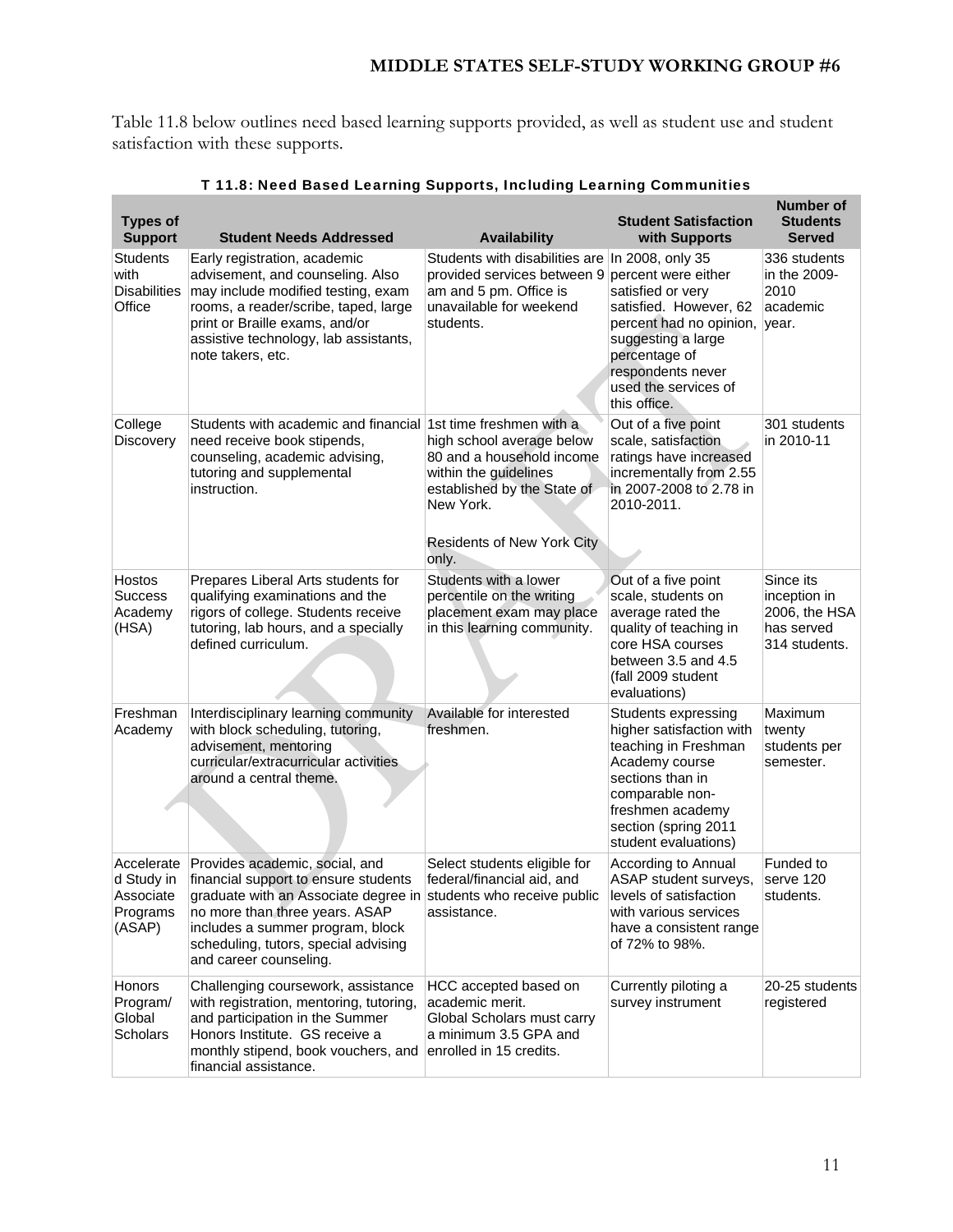Table 11.8 below outlines need based learning supports provided, as well as student use and student satisfaction with these supports.

**T 11.8: Need Based Learning Supports, Including Learning Communities**

| Types of Support | Student Needs Addressed | Availability | Student Satisfaction with Supports | Number of Students Served |
|---|---|---|---|---|
| Students with Disabilities Office | Early registration, academic advisement, and counseling. Also may include modified testing, exam rooms, a reader/scribe, taped, large print or Braille exams, and/or assistive technology, lab assistants, note takers, etc. | Students with disabilities are provided services between 9 am and 5 pm. Office is unavailable for weekend students. | In 2008, only 35 percent were either satisfied or very satisfied. However, 62 percent had no opinion, suggesting a large percentage of respondents never used the services of this office. | 336 students in the 2009-2010 academic year. |
| College Discovery | Students with academic and financial need receive book stipends, counseling, academic advising, tutoring and supplemental instruction. | 1st time freshmen with a high school average below 80 and a household income within the guidelines established by the State of New York.<br><br>Residents of New York City only. | Out of a five point scale, satisfaction ratings have increased incrementally from 2.55 in 2007-2008 to 2.78 in 2010-2011. | 301 students in 2010-11 |
| Hostos Success Academy (HSA) | Prepares Liberal Arts students for qualifying examinations and the rigors of college. Students receive tutoring, lab hours, and a specially defined curriculum. | Students with a lower percentile on the writing placement exam may place in this learning community. | Out of a five point scale, students on average rated the quality of teaching in core HSA courses between 3.5 and 4.5 (fall 2009 student evaluations) | Since its inception in 2006, the HSA has served 314 students. |
| Freshman Academy | Interdisciplinary learning community with block scheduling, tutoring, advisement, mentoring curricular/extracurricular activities around a central theme. | Available for interested freshmen. | Students expressing higher satisfaction with teaching in Freshman Academy course sections than in comparable non-freshmen academy section (spring 2011 student evaluations) | Maximum twenty students per semester. |
| Accelerated Study in Associate Programs (ASAP) | Provides academic, social, and financial support to ensure students graduate with an Associate degree in no more than three years. ASAP includes a summer program, block scheduling, tutors, special advising and career counseling. | Select students eligible for federal/financial aid, and students who receive public assistance. | According to Annual ASAP student surveys, levels of satisfaction with various services have a consistent range of 72% to 98%. | Funded to serve 120 students. |
| Honors Program/ Global Scholars | Challenging coursework, assistance with registration, mentoring, tutoring, and participation in the Summer Honors Institute. GS receive a monthly stipend, book vouchers, and financial assistance. | HCC accepted based on academic merit.<br>Global Scholars must carry a minimum 3.5 GPA and enrolled in 15 credits. | Currently piloting a survey instrument | 20-25 students registered |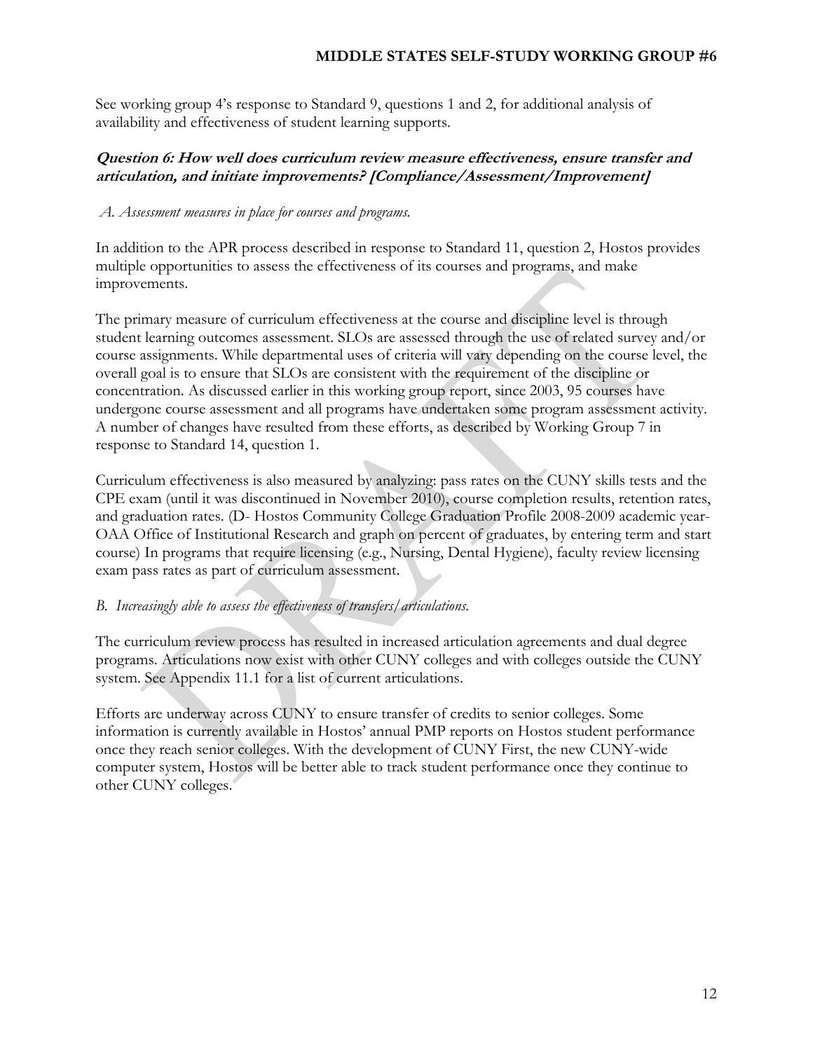See working group 4's response to Standard 9, questions 1 and 2, for additional analysis of availability and effectiveness of student learning supports.

### *Question 6: How well does curriculum review measure effectiveness, ensure transfer and articulation, and initiate improvements? [Compliance/Assessment/Improvement]*

*A. Assessment measures in place for courses and programs.*

In addition to the APR process described in response to Standard 11, question 2, Hostos provides multiple opportunities to assess the effectiveness of its courses and programs, and make improvements.

The primary measure of curriculum effectiveness at the course and discipline level is through student learning outcomes assessment. SLOs are assessed through the use of related survey and/or course assignments. While departmental uses of criteria will vary depending on the course level, the overall goal is to ensure that SLOs are consistent with the requirement of the discipline or concentration. As discussed earlier in this working group report, since 2003, 95 courses have undergone course assessment and all programs have undertaken some program assessment activity. A number of changes have resulted from these efforts, as described by Working Group 7 in response to Standard 14, question 1.

Curriculum effectiveness is also measured by analyzing: pass rates on the CUNY skills tests and the CPE exam (until it was discontinued in November 2010), course completion results, retention rates, and graduation rates. (D- Hostos Community College Graduation Profile 2008-2009 academic year-OAA Office of Institutional Research and graph on percent of graduates, by entering term and start course) In programs that require licensing (e.g., Nursing, Dental Hygiene), faculty review licensing exam pass rates as part of curriculum assessment.

*B. Increasingly able to assess the effectiveness of transfers/articulations.*

The curriculum review process has resulted in increased articulation agreements and dual degree programs. Articulations now exist with other CUNY colleges and with colleges outside the CUNY system. See Appendix 11.1 for a list of current articulations.

Efforts are underway across CUNY to ensure transfer of credits to senior colleges. Some information is currently available in Hostos' annual PMP reports on Hostos student performance once they reach senior colleges. With the development of CUNY First, the new CUNY-wide computer system, Hostos will be better able to track student performance once they continue to other CUNY colleges.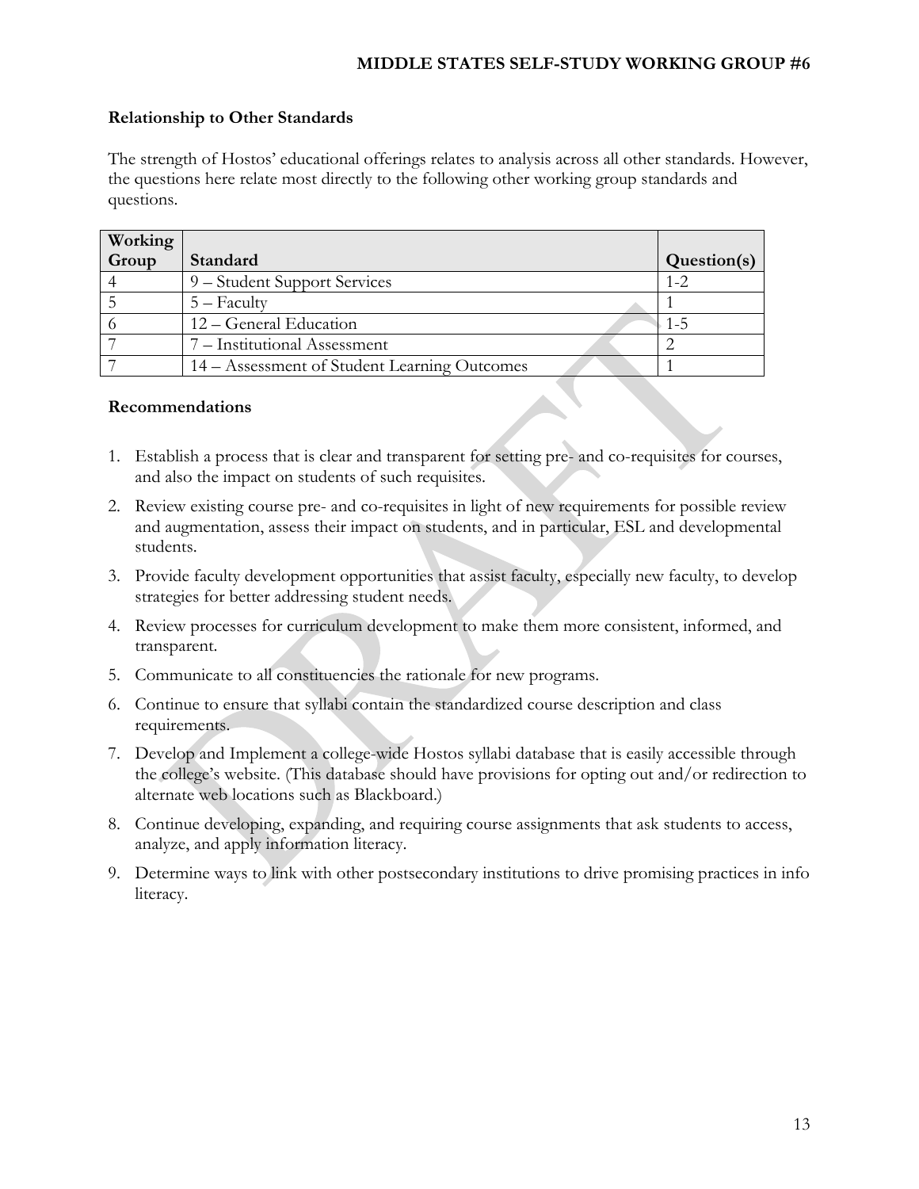### Relationship to Other Standards

The strength of Hostos' educational offerings relates to analysis across all other standards. However, the questions here relate most directly to the following other working group standards and questions.

| Working Group | Standard | Question(s) |
|---|---|---|
| 4 | 9 – Student Support Services | 1-2 |
| 5 | 5 – Faculty | 1 |
| 6 | 12 – General Education | 1-5 |
| 7 | 7 – Institutional Assessment | 2 |
| 7 | 14 – Assessment of Student Learning Outcomes | 1 |

### Recommendations

1. Establish a process that is clear and transparent for setting pre- and co-requisites for courses, and also the impact on students of such requisites.
2. Review existing course pre- and co-requisites in light of new requirements for possible review and augmentation, assess their impact on students, and in particular, ESL and developmental students.
3. Provide faculty development opportunities that assist faculty, especially new faculty, to develop strategies for better addressing student needs.
4. Review processes for curriculum development to make them more consistent, informed, and transparent.
5. Communicate to all constituencies the rationale for new programs.
6. Continue to ensure that syllabi contain the standardized course description and class requirements.
7. Develop and Implement a college-wide Hostos syllabi database that is easily accessible through the college's website. (This database should have provisions for opting out and/or redirection to alternate web locations such as Blackboard.)
8. Continue developing, expanding, and requiring course assignments that ask students to access, analyze, and apply information literacy.
9. Determine ways to link with other postsecondary institutions to drive promising practices in info literacy.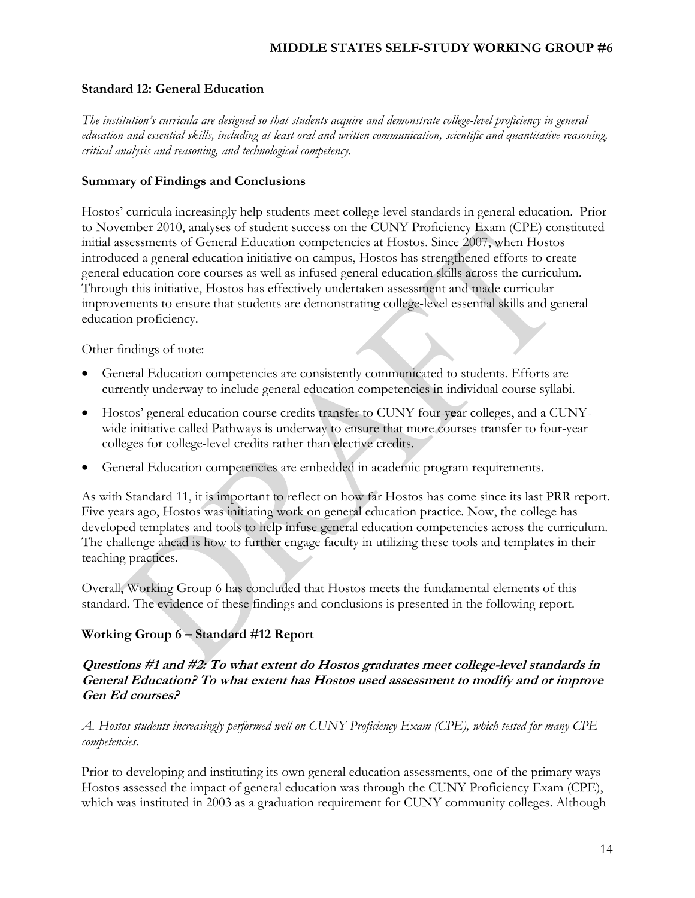**Standard 12: General Education**

*The institution's curricula are designed so that students acquire and demonstrate college-level proficiency in general education and essential skills, including at least oral and written communication, scientific and quantitative reasoning, critical analysis and reasoning, and technological competency.*

**Summary of Findings and Conclusions**

Hostos' curricula increasingly help students meet college-level standards in general education. Prior to November 2010, analyses of student success on the CUNY Proficiency Exam (CPE) constituted initial assessments of General Education competencies at Hostos. Since 2007, when Hostos introduced a general education initiative on campus, Hostos has strengthened efforts to create general education core courses as well as infused general education skills across the curriculum. Through this initiative, Hostos has effectively undertaken assessment and made curricular improvements to ensure that students are demonstrating college-level essential skills and general education proficiency.

Other findings of note:

- General Education competencies are consistently communicated to students. Efforts are currently underway to include general education competencies in individual course syllabi.
- Hostos' general education course credits transfer to CUNY four-year colleges, and a CUNY-wide initiative called Pathways is underway to ensure that more courses transfer to four-year colleges for college-level credits rather than elective credits.
- General Education competencies are embedded in academic program requirements.

As with Standard 11, it is important to reflect on how far Hostos has come since its last PRR report. Five years ago, Hostos was initiating work on general education practice. Now, the college has developed templates and tools to help infuse general education competencies across the curriculum. The challenge ahead is how to further engage faculty in utilizing these tools and templates in their teaching practices.

Overall, Working Group 6 has concluded that Hostos meets the fundamental elements of this standard. The evidence of these findings and conclusions is presented in the following report.

**Working Group 6 – Standard #12 Report**

***Questions #1 and #2: To what extent do Hostos graduates meet college-level standards in General Education? To what extent has Hostos used assessment to modify and or improve Gen Ed courses?***

*A. Hostos students increasingly performed well on CUNY Proficiency Exam (CPE), which tested for many CPE competencies.*

Prior to developing and instituting its own general education assessments, one of the primary ways Hostos assessed the impact of general education was through the CUNY Proficiency Exam (CPE), which was instituted in 2003 as a graduation requirement for CUNY community colleges. Although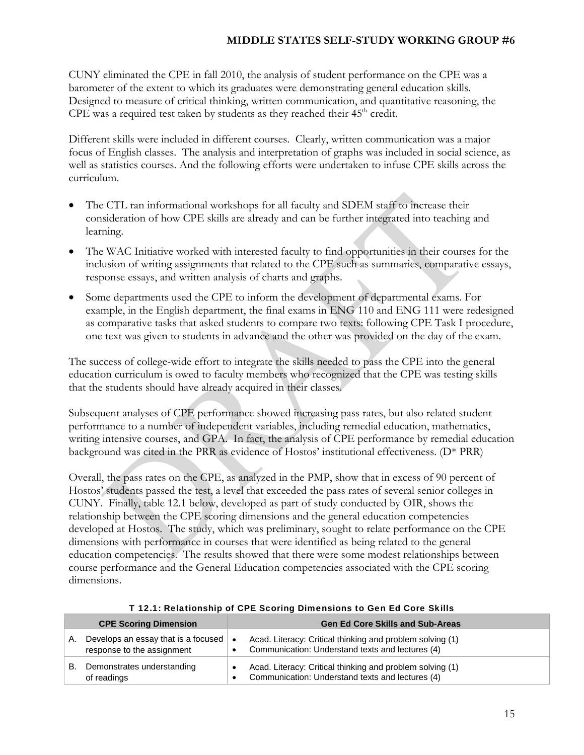CUNY eliminated the CPE in fall 2010, the analysis of student performance on the CPE was a barometer of the extent to which its graduates were demonstrating general education skills. Designed to measure of critical thinking, written communication, and quantitative reasoning, the CPE was a required test taken by students as they reached their 45th credit.

Different skills were included in different courses. Clearly, written communication was a major focus of English classes. The analysis and interpretation of graphs was included in social science, as well as statistics courses. And the following efforts were undertaken to infuse CPE skills across the curriculum.

- The CTL ran informational workshops for all faculty and SDEM staff to increase their consideration of how CPE skills are already and can be further integrated into teaching and learning.
- The WAC Initiative worked with interested faculty to find opportunities in their courses for the inclusion of writing assignments that related to the CPE such as summaries, comparative essays, response essays, and written analysis of charts and graphs.
- Some departments used the CPE to inform the development of departmental exams. For example, in the English department, the final exams in ENG 110 and ENG 111 were redesigned as comparative tasks that asked students to compare two texts: following CPE Task I procedure, one text was given to students in advance and the other was provided on the day of the exam.

The success of college-wide effort to integrate the skills needed to pass the CPE into the general education curriculum is owed to faculty members who recognized that the CPE was testing skills that the students should have already acquired in their classes.

Subsequent analyses of CPE performance showed increasing pass rates, but also related student performance to a number of independent variables, including remedial education, mathematics, writing intensive courses, and GPA. In fact, the analysis of CPE performance by remedial education background was cited in the PRR as evidence of Hostos' institutional effectiveness. (D* PRR)

Overall, the pass rates on the CPE, as analyzed in the PMP, show that in excess of 90 percent of Hostos' students passed the test, a level that exceeded the pass rates of several senior colleges in CUNY. Finally, table 12.1 below, developed as part of study conducted by OIR, shows the relationship between the CPE scoring dimensions and the general education competencies developed at Hostos. The study, which was preliminary, sought to relate performance on the CPE dimensions with performance in courses that were identified as being related to the general education competencies. The results showed that there were some modest relationships between course performance and the General Education competencies associated with the CPE scoring dimensions.

**T 12.1: Relationship of CPE Scoring Dimensions to Gen Ed Core Skills**

| CPE Scoring Dimension | Gen Ed Core Skills and Sub-Areas |
|---|---|
| A. Develops an essay that is a focused response to the assignment | • Acad. Literacy: Critical thinking and problem solving (1)<br>• Communication: Understand texts and lectures (4) |
| B. Demonstrates understanding of readings | • Acad. Literacy: Critical thinking and problem solving (1)<br>• Communication: Understand texts and lectures (4) |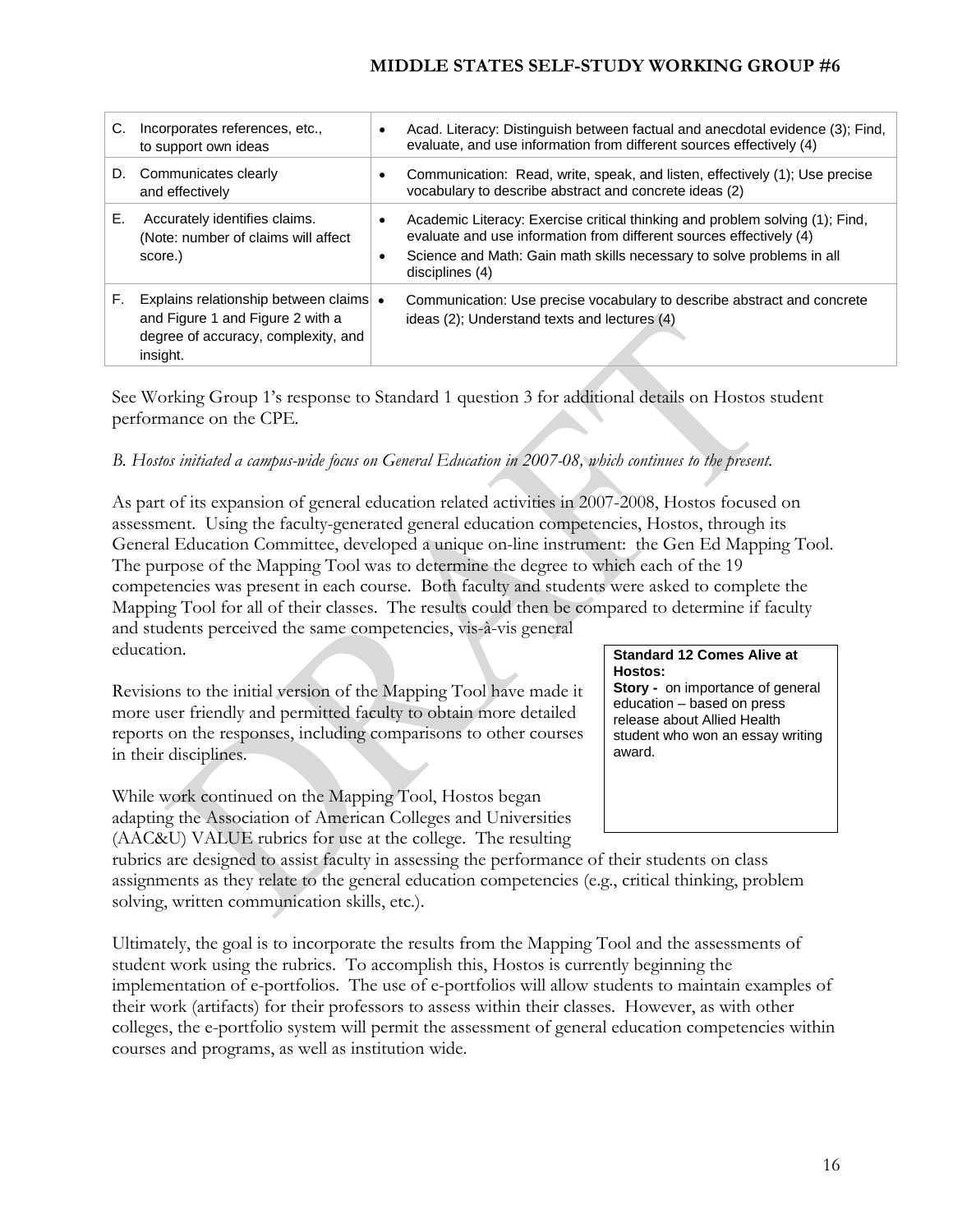| | |
|---|---|
| C. Incorporates references, etc., to support own ideas | • Acad. Literacy: Distinguish between factual and anecdotal evidence (3); Find, evaluate, and use information from different sources effectively (4) |
| D. Communicates clearly and effectively | • Communication: Read, write, speak, and listen, effectively (1); Use precise vocabulary to describe abstract and concrete ideas (2) |
| E. Accurately identifies claims. (Note: number of claims will affect score.) | • Academic Literacy: Exercise critical thinking and problem solving (1); Find, evaluate and use information from different sources effectively (4)<br>• Science and Math: Gain math skills necessary to solve problems in all disciplines (4) |
| F. Explains relationship between claims and Figure 1 and Figure 2 with a degree of accuracy, complexity, and insight. | • Communication: Use precise vocabulary to describe abstract and concrete ideas (2); Understand texts and lectures (4) |

See Working Group 1's response to Standard 1 question 3 for additional details on Hostos student performance on the CPE.

*B. Hostos initiated a campus-wide focus on General Education in 2007-08, which continues to the present.*

As part of its expansion of general education related activities in 2007-2008, Hostos focused on assessment. Using the faculty-generated general education competencies, Hostos, through its General Education Committee, developed a unique on-line instrument: the Gen Ed Mapping Tool. The purpose of the Mapping Tool was to determine the degree to which each of the 19 competencies was present in each course. Both faculty and students were asked to complete the Mapping Tool for all of their classes. The results could then be compared to determine if faculty and students perceived the same competencies, vis-à-vis general education.

Revisions to the initial version of the Mapping Tool have made it more user friendly and permitted faculty to obtain more detailed reports on the responses, including comparisons to other courses in their disciplines.

While work continued on the Mapping Tool, Hostos began adapting the Association of American Colleges and Universities (AAC&U) VALUE rubrics for use at the college. The resulting rubrics are designed to assist faculty in assessing the performance of their students on class assignments as they relate to the general education competencies (e.g., critical thinking, problem solving, written communication skills, etc.).

> **Standard 12 Comes Alive at Hostos:**
> **Story -** on importance of general education – based on press release about Allied Health student who won an essay writing award.

Ultimately, the goal is to incorporate the results from the Mapping Tool and the assessments of student work using the rubrics. To accomplish this, Hostos is currently beginning the implementation of e-portfolios. The use of e-portfolios will allow students to maintain examples of their work (artifacts) for their professors to assess within their classes. However, as with other colleges, the e-portfolio system will permit the assessment of general education competencies within courses and programs, as well as institution wide.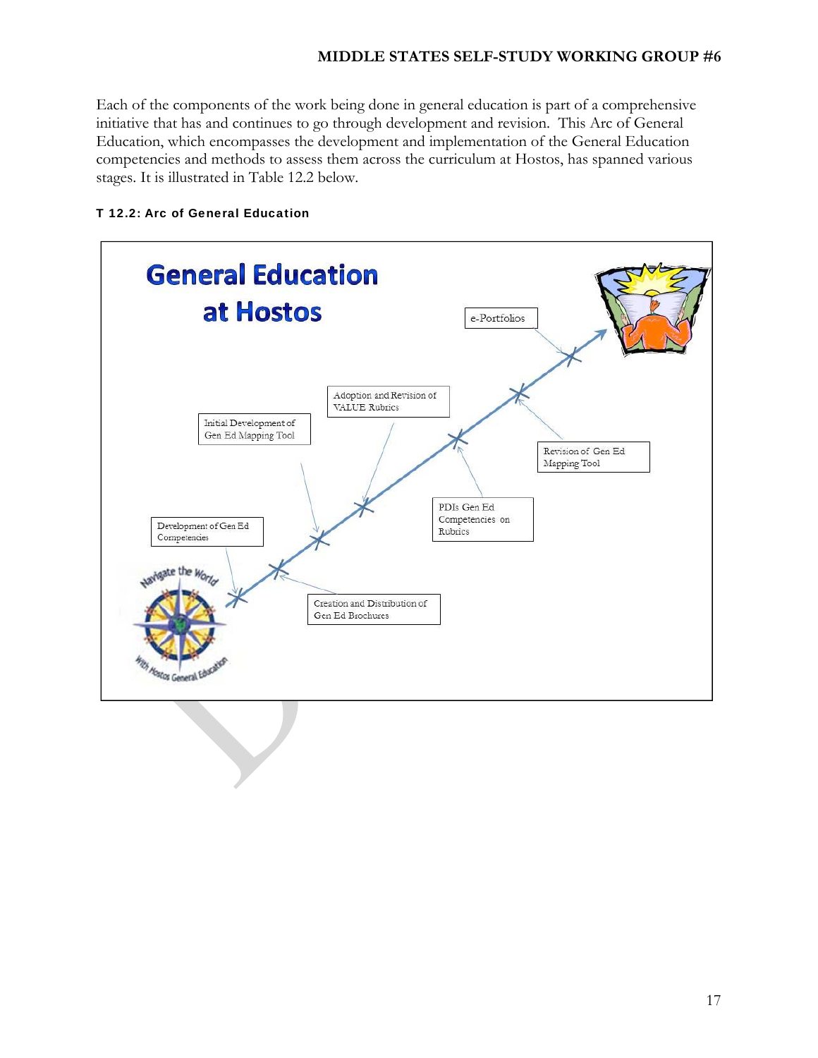Each of the components of the work being done in general education is part of a comprehensive initiative that has and continues to go through development and revision. This Arc of General Education, which encompasses the development and implementation of the General Education competencies and methods to assess them across the curriculum at Hostos, has spanned various stages. It is illustrated in Table 12.2 below.

**T 12.2: Arc of General Education**

**General Education at Hostos**

- Development of Gen Ed Competencies
- Creation and Distribution of Gen Ed Brochures
- Initial Development of Gen Ed Mapping Tool
- Adoption and Revision of VALUE Rubrics
- PDIs Gen Ed Competencies on Rubrics
- Revision of Gen Ed Mapping Tool
- e-Portfolios

Navigate the World With Hostos General Education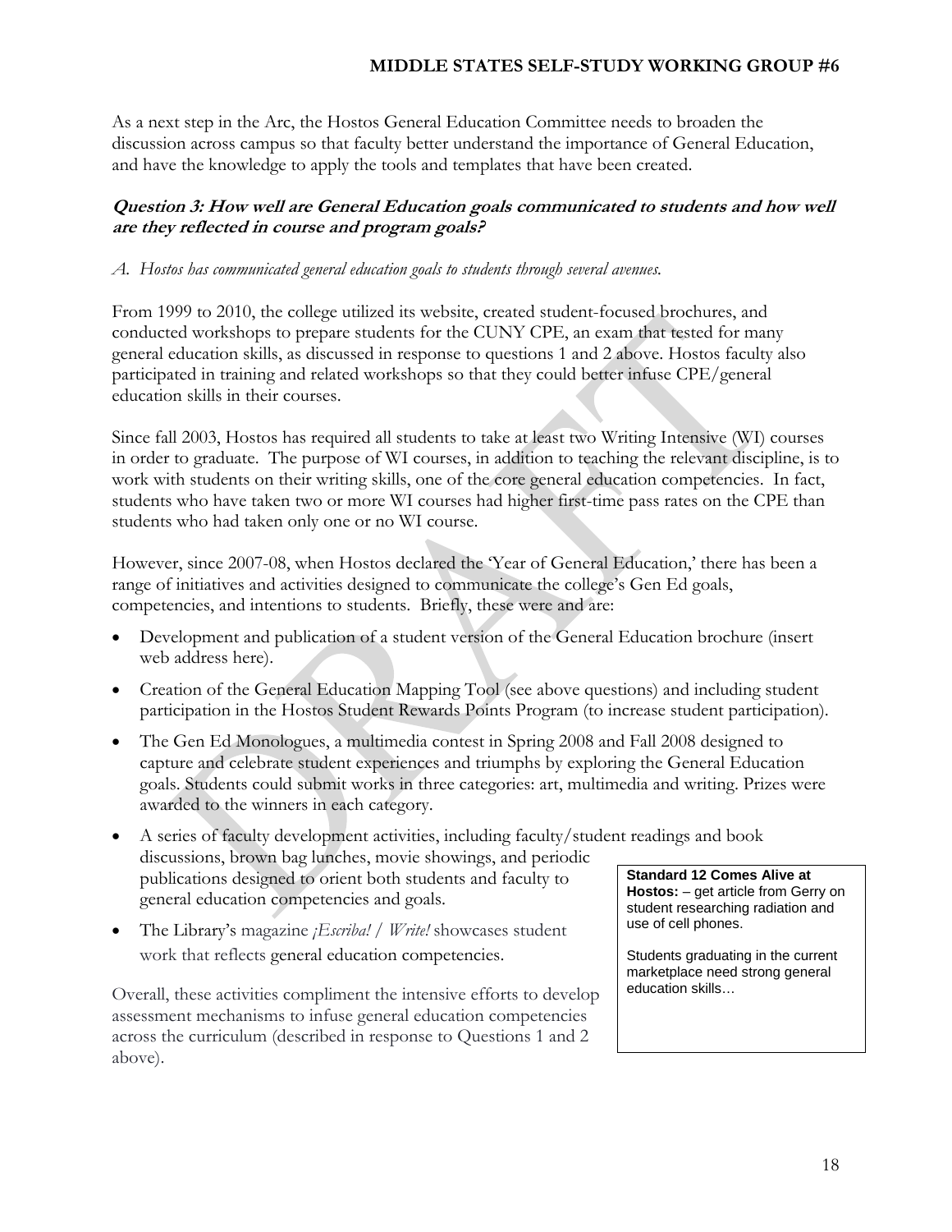As a next step in the Arc, the Hostos General Education Committee needs to broaden the discussion across campus so that faculty better understand the importance of General Education, and have the knowledge to apply the tools and templates that have been created.

### *Question 3: How well are General Education goals communicated to students and how well are they reflected in course and program goals?*

*A. Hostos has communicated general education goals to students through several avenues.*

From 1999 to 2010, the college utilized its website, created student-focused brochures, and conducted workshops to prepare students for the CUNY CPE, an exam that tested for many general education skills, as discussed in response to questions 1 and 2 above. Hostos faculty also participated in training and related workshops so that they could better infuse CPE/general education skills in their courses.

Since fall 2003, Hostos has required all students to take at least two Writing Intensive (WI) courses in order to graduate. The purpose of WI courses, in addition to teaching the relevant discipline, is to work with students on their writing skills, one of the core general education competencies. In fact, students who have taken two or more WI courses had higher first-time pass rates on the CPE than students who had taken only one or no WI course.

However, since 2007-08, when Hostos declared the 'Year of General Education,' there has been a range of initiatives and activities designed to communicate the college's Gen Ed goals, competencies, and intentions to students. Briefly, these were and are:

- Development and publication of a student version of the General Education brochure (insert web address here).
- Creation of the General Education Mapping Tool (see above questions) and including student participation in the Hostos Student Rewards Points Program (to increase student participation).
- The Gen Ed Monologues, a multimedia contest in Spring 2008 and Fall 2008 designed to capture and celebrate student experiences and triumphs by exploring the General Education goals. Students could submit works in three categories: art, multimedia and writing. Prizes were awarded to the winners in each category.
- A series of faculty development activities, including faculty/student readings and book discussions, brown bag lunches, movie showings, and periodic publications designed to orient both students and faculty to general education competencies and goals.
- The Library's magazine *¡Escriba! / Write!* showcases student work that reflects general education competencies.

Overall, these activities compliment the intensive efforts to develop assessment mechanisms to infuse general education competencies across the curriculum (described in response to Questions 1 and 2 above).

**Standard 12 Comes Alive at Hostos:** – get article from Gerry on student researching radiation and use of cell phones.

Students graduating in the current marketplace need strong general education skills…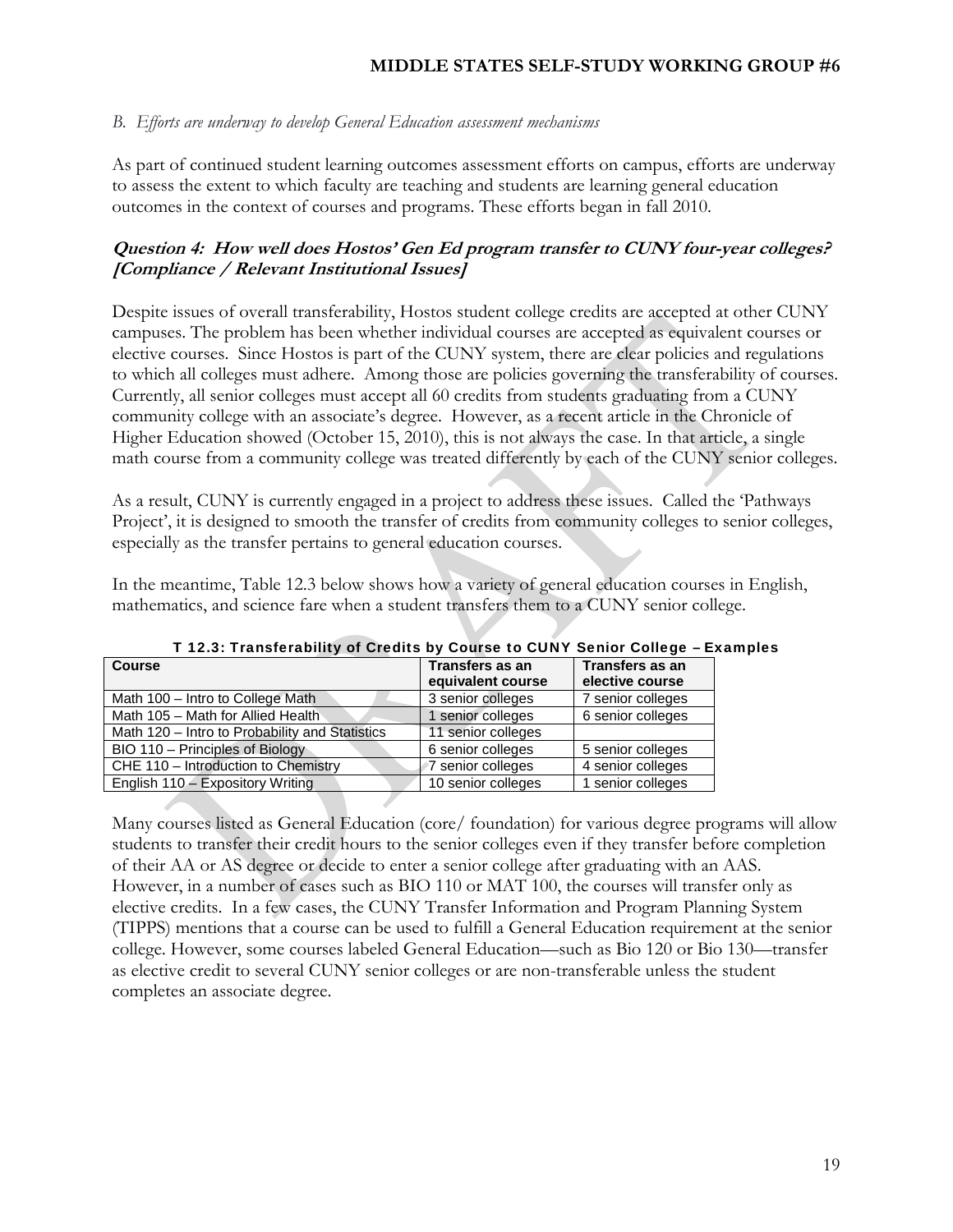*B. Efforts are underway to develop General Education assessment mechanisms*

As part of continued student learning outcomes assessment efforts on campus, efforts are underway to assess the extent to which faculty are teaching and students are learning general education outcomes in the context of courses and programs. These efforts began in fall 2010.

### *Question 4: How well does Hostos' Gen Ed program transfer to CUNY four-year colleges? [Compliance / Relevant Institutional Issues]*

Despite issues of overall transferability, Hostos student college credits are accepted at other CUNY campuses. The problem has been whether individual courses are accepted as equivalent courses or elective courses. Since Hostos is part of the CUNY system, there are clear policies and regulations to which all colleges must adhere. Among those are policies governing the transferability of courses. Currently, all senior colleges must accept all 60 credits from students graduating from a CUNY community college with an associate's degree. However, as a recent article in the Chronicle of Higher Education showed (October 15, 2010), this is not always the case. In that article, a single math course from a community college was treated differently by each of the CUNY senior colleges.

As a result, CUNY is currently engaged in a project to address these issues. Called the 'Pathways Project', it is designed to smooth the transfer of credits from community colleges to senior colleges, especially as the transfer pertains to general education courses.

In the meantime, Table 12.3 below shows how a variety of general education courses in English, mathematics, and science fare when a student transfers them to a CUNY senior college.

**T 12.3: Transferability of Credits by Course to CUNY Senior College – Examples**

| Course | Transfers as an equivalent course | Transfers as an elective course |
|---|---|---|
| Math 100 – Intro to College Math | 3 senior colleges | 7 senior colleges |
| Math 105 – Math for Allied Health | 1 senior colleges | 6 senior colleges |
| Math 120 – Intro to Probability and Statistics | 11 senior colleges | |
| BIO 110 – Principles of Biology | 6 senior colleges | 5 senior colleges |
| CHE 110 – Introduction to Chemistry | 7 senior colleges | 4 senior colleges |
| English 110 – Expository Writing | 10 senior colleges | 1 senior colleges |

Many courses listed as General Education (core/ foundation) for various degree programs will allow students to transfer their credit hours to the senior colleges even if they transfer before completion of their AA or AS degree or decide to enter a senior college after graduating with an AAS. However, in a number of cases such as BIO 110 or MAT 100, the courses will transfer only as elective credits. In a few cases, the CUNY Transfer Information and Program Planning System (TIPPS) mentions that a course can be used to fulfill a General Education requirement at the senior college. However, some courses labeled General Education—such as Bio 120 or Bio 130—transfer as elective credit to several CUNY senior colleges or are non-transferable unless the student completes an associate degree.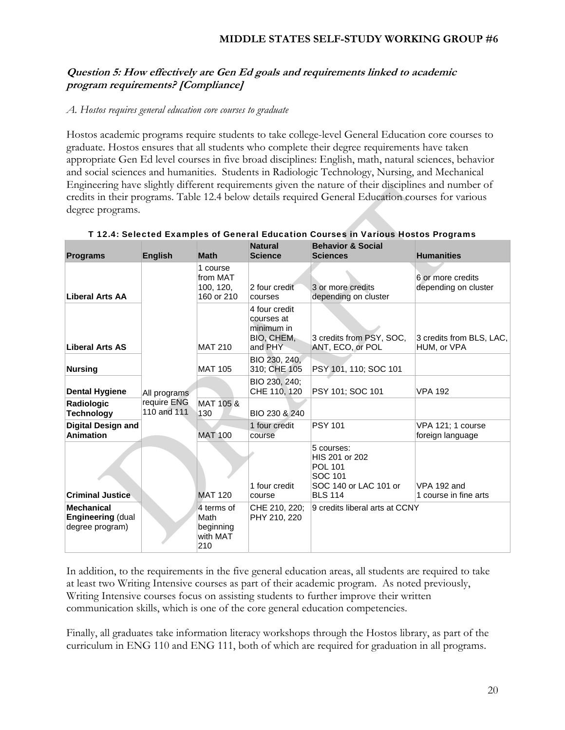## Question 5: How effectively are Gen Ed goals and requirements linked to academic program requirements? [Compliance]

*A. Hostos requires general education core courses to graduate*

Hostos academic programs require students to take college-level General Education core courses to graduate. Hostos ensures that all students who complete their degree requirements have taken appropriate Gen Ed level courses in five broad disciplines: English, math, natural sciences, behavior and social sciences and humanities. Students in Radiologic Technology, Nursing, and Mechanical Engineering have slightly different requirements given the nature of their disciplines and number of credits in their programs. Table 12.4 below details required General Education courses for various degree programs.

**T 12.4: Selected Examples of General Education Courses in Various Hostos Programs**

| Programs | English | Math | Natural Science | Behavior & Social Sciences | Humanities |
|---|---|---|---|---|---|
| **Liberal Arts AA** | All programs require ENG 110 and 111 | 1 course from MAT 100, 120, 160 or 210 | 2 four credit courses | 3 or more credits depending on cluster | 6 or more credits depending on cluster |
| **Liberal Arts AS** | | MAT 210 | 4 four credit courses at minimum in BIO, CHEM, and PHY | 3 credits from PSY, SOC, ANT, ECO, or POL | 3 credits from BLS, LAC, HUM, or VPA |
| **Nursing** | | MAT 105 | BIO 230, 240, 310; CHE 105 | PSY 101, 110; SOC 101 | |
| **Dental Hygiene** | | | BIO 230, 240; CHE 110, 120 | PSY 101; SOC 101 | VPA 192 |
| **Radiologic Technology** | | MAT 105 & 130 | BIO 230 & 240 | | |
| **Digital Design and Animation** | | MAT 100 | 1 four credit course | PSY 101 | VPA 121; 1 course foreign language |
| **Criminal Justice** | | MAT 120 | 1 four credit course | 5 courses: HIS 201 or 202, POL 101, SOC 101, SOC 140 or LAC 101 or BLS 114 | VPA 192 and 1 course in fine arts |
| **Mechanical Engineering** (dual degree program) | | 4 terms of Math beginning with MAT 210 | CHE 210, 220; PHY 210, 220 | 9 credits liberal arts at CCNY | |

In addition, to the requirements in the five general education areas, all students are required to take at least two Writing Intensive courses as part of their academic program. As noted previously, Writing Intensive courses focus on assisting students to further improve their written communication skills, which is one of the core general education competencies.

Finally, all graduates take information literacy workshops through the Hostos library, as part of the curriculum in ENG 110 and ENG 111, both of which are required for graduation in all programs.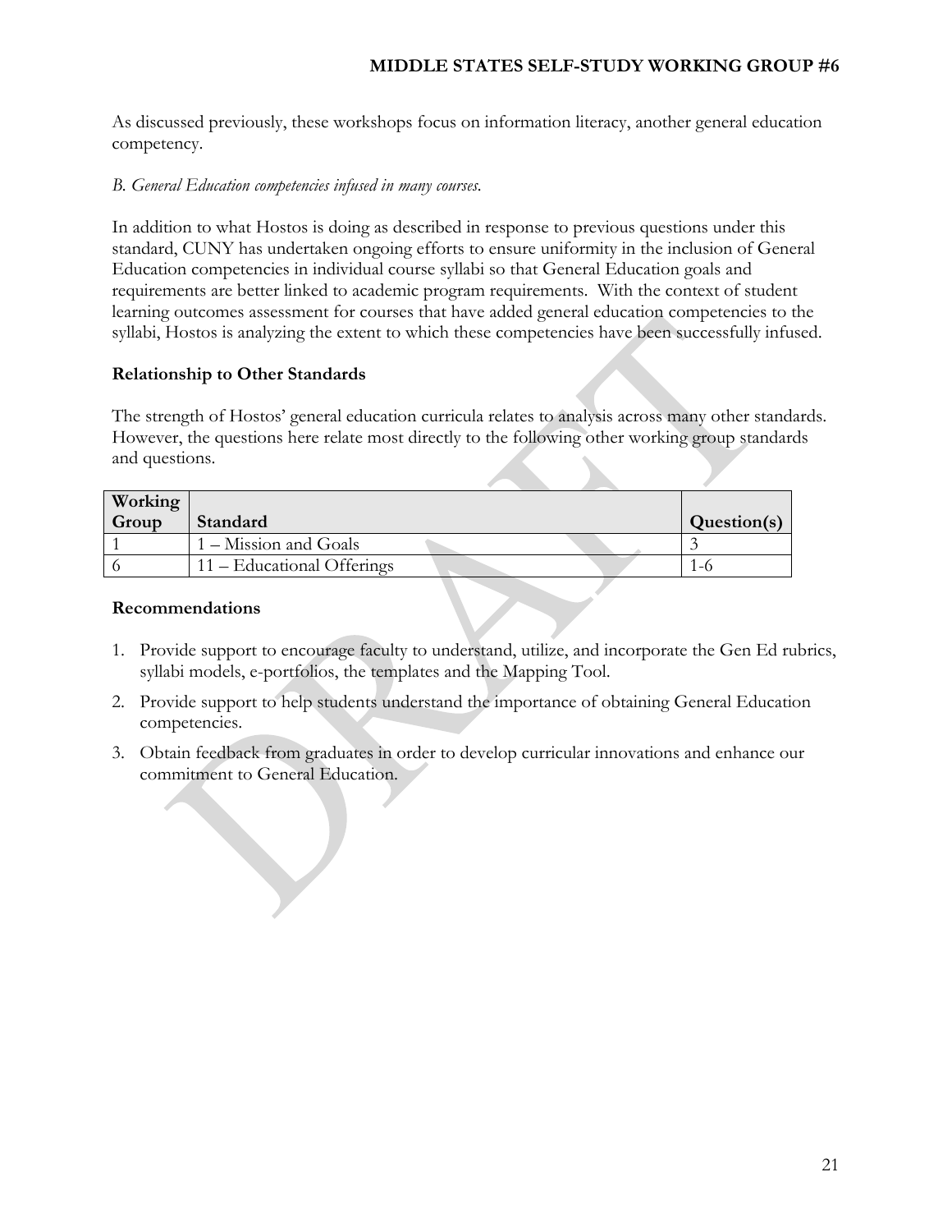As discussed previously, these workshops focus on information literacy, another general education competency.

*B. General Education competencies infused in many courses.*

In addition to what Hostos is doing as described in response to previous questions under this standard, CUNY has undertaken ongoing efforts to ensure uniformity in the inclusion of General Education competencies in individual course syllabi so that General Education goals and requirements are better linked to academic program requirements. With the context of student learning outcomes assessment for courses that have added general education competencies to the syllabi, Hostos is analyzing the extent to which these competencies have been successfully infused.

**Relationship to Other Standards**

The strength of Hostos' general education curricula relates to analysis across many other standards. However, the questions here relate most directly to the following other working group standards and questions.

| Working Group | Standard | Question(s) |
|---|---|---|
| 1 | 1 – Mission and Goals | 3 |
| 6 | 11 – Educational Offerings | 1-6 |

**Recommendations**

1. Provide support to encourage faculty to understand, utilize, and incorporate the Gen Ed rubrics, syllabi models, e-portfolios, the templates and the Mapping Tool.
2. Provide support to help students understand the importance of obtaining General Education competencies.
3. Obtain feedback from graduates in order to develop curricular innovations and enhance our commitment to General Education.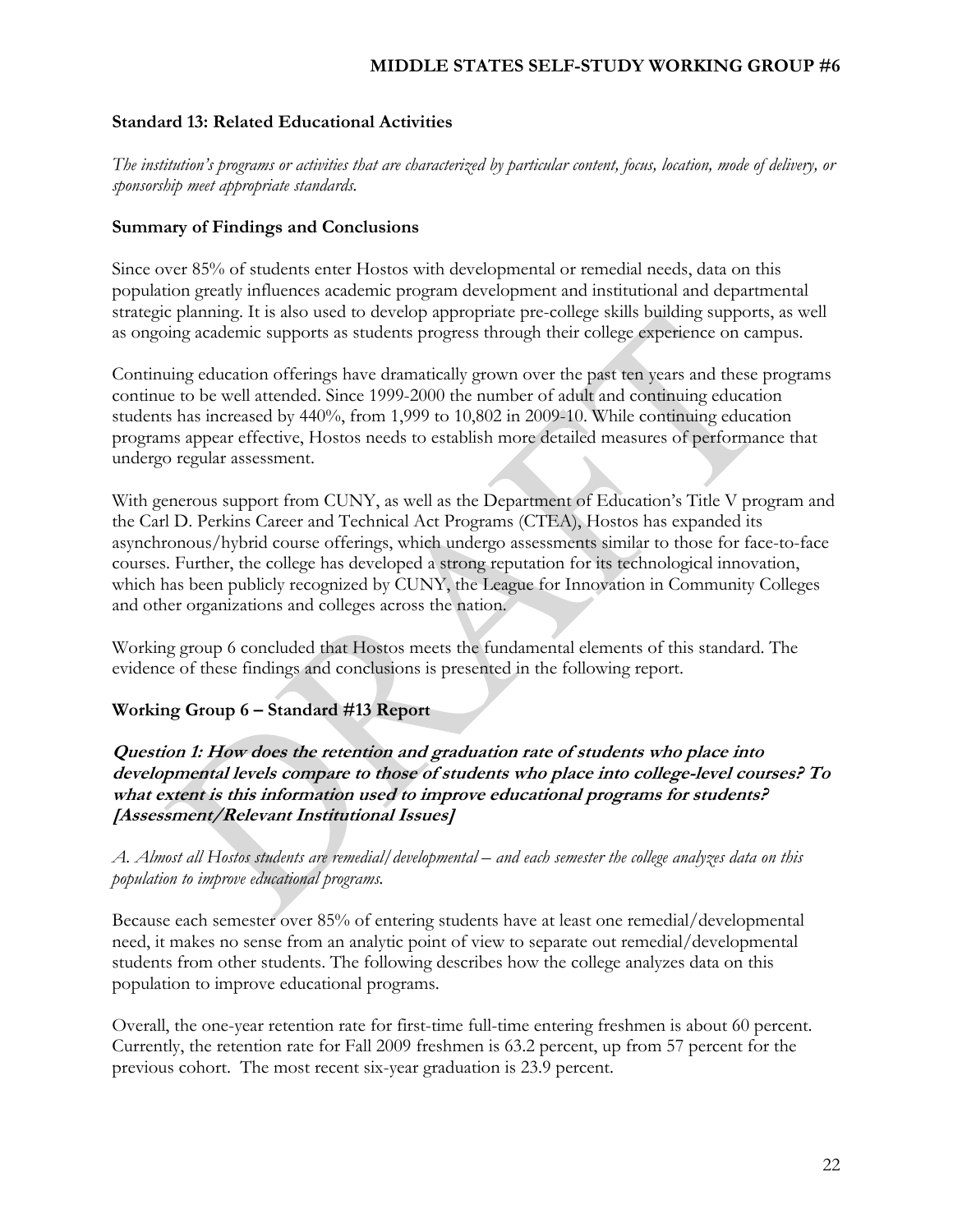**Standard 13: Related Educational Activities**

*The institution's programs or activities that are characterized by particular content, focus, location, mode of delivery, or sponsorship meet appropriate standards.*

**Summary of Findings and Conclusions**

Since over 85% of students enter Hostos with developmental or remedial needs, data on this population greatly influences academic program development and institutional and departmental strategic planning. It is also used to develop appropriate pre-college skills building supports, as well as ongoing academic supports as students progress through their college experience on campus.

Continuing education offerings have dramatically grown over the past ten years and these programs continue to be well attended. Since 1999-2000 the number of adult and continuing education students has increased by 440%, from 1,999 to 10,802 in 2009-10. While continuing education programs appear effective, Hostos needs to establish more detailed measures of performance that undergo regular assessment.

With generous support from CUNY, as well as the Department of Education's Title V program and the Carl D. Perkins Career and Technical Act Programs (CTEA), Hostos has expanded its asynchronous/hybrid course offerings, which undergo assessments similar to those for face-to-face courses. Further, the college has developed a strong reputation for its technological innovation, which has been publicly recognized by CUNY, the League for Innovation in Community Colleges and other organizations and colleges across the nation.

Working group 6 concluded that Hostos meets the fundamental elements of this standard. The evidence of these findings and conclusions is presented in the following report.

**Working Group 6 – Standard #13 Report**

***Question 1: How does the retention and graduation rate of students who place into developmental levels compare to those of students who place into college-level courses? To what extent is this information used to improve educational programs for students? [Assessment/Relevant Institutional Issues]***

*A. Almost all Hostos students are remedial/developmental – and each semester the college analyzes data on this population to improve educational programs.*

Because each semester over 85% of entering students have at least one remedial/developmental need, it makes no sense from an analytic point of view to separate out remedial/developmental students from other students. The following describes how the college analyzes data on this population to improve educational programs.

Overall, the one-year retention rate for first-time full-time entering freshmen is about 60 percent. Currently, the retention rate for Fall 2009 freshmen is 63.2 percent, up from 57 percent for the previous cohort. The most recent six-year graduation is 23.9 percent.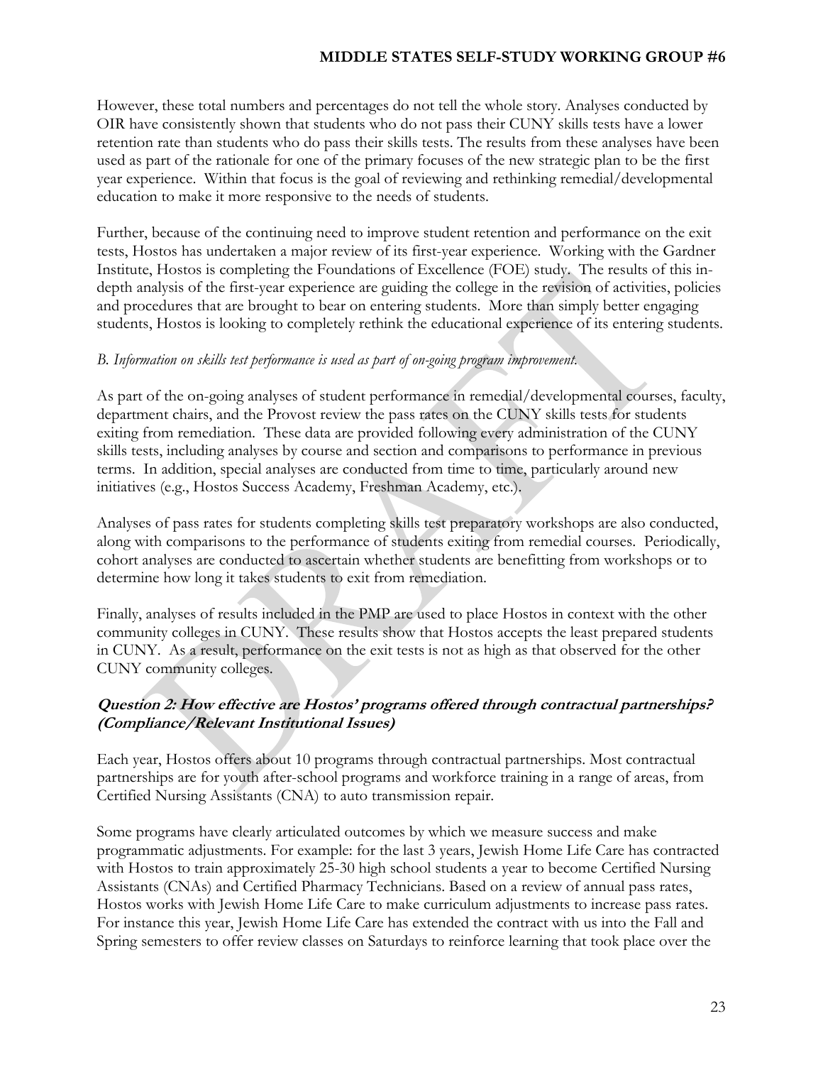However, these total numbers and percentages do not tell the whole story. Analyses conducted by OIR have consistently shown that students who do not pass their CUNY skills tests have a lower retention rate than students who do pass their skills tests. The results from these analyses have been used as part of the rationale for one of the primary focuses of the new strategic plan to be the first year experience. Within that focus is the goal of reviewing and rethinking remedial/developmental education to make it more responsive to the needs of students.

Further, because of the continuing need to improve student retention and performance on the exit tests, Hostos has undertaken a major review of its first-year experience. Working with the Gardner Institute, Hostos is completing the Foundations of Excellence (FOE) study. The results of this in-depth analysis of the first-year experience are guiding the college in the revision of activities, policies and procedures that are brought to bear on entering students. More than simply better engaging students, Hostos is looking to completely rethink the educational experience of its entering students.

*B. Information on skills test performance is used as part of on-going program improvement.*

As part of the on-going analyses of student performance in remedial/developmental courses, faculty, department chairs, and the Provost review the pass rates on the CUNY skills tests for students exiting from remediation. These data are provided following every administration of the CUNY skills tests, including analyses by course and section and comparisons to performance in previous terms. In addition, special analyses are conducted from time to time, particularly around new initiatives (e.g., Hostos Success Academy, Freshman Academy, etc.).

Analyses of pass rates for students completing skills test preparatory workshops are also conducted, along with comparisons to the performance of students exiting from remedial courses. Periodically, cohort analyses are conducted to ascertain whether students are benefitting from workshops or to determine how long it takes students to exit from remediation.

Finally, analyses of results included in the PMP are used to place Hostos in context with the other community colleges in CUNY. These results show that Hostos accepts the least prepared students in CUNY. As a result, performance on the exit tests is not as high as that observed for the other CUNY community colleges.

### *Question 2: How effective are Hostos' programs offered through contractual partnerships? (Compliance/Relevant Institutional Issues)*

Each year, Hostos offers about 10 programs through contractual partnerships. Most contractual partnerships are for youth after-school programs and workforce training in a range of areas, from Certified Nursing Assistants (CNA) to auto transmission repair.

Some programs have clearly articulated outcomes by which we measure success and make programmatic adjustments. For example: for the last 3 years, Jewish Home Life Care has contracted with Hostos to train approximately 25-30 high school students a year to become Certified Nursing Assistants (CNAs) and Certified Pharmacy Technicians. Based on a review of annual pass rates, Hostos works with Jewish Home Life Care to make curriculum adjustments to increase pass rates. For instance this year, Jewish Home Life Care has extended the contract with us into the Fall and Spring semesters to offer review classes on Saturdays to reinforce learning that took place over the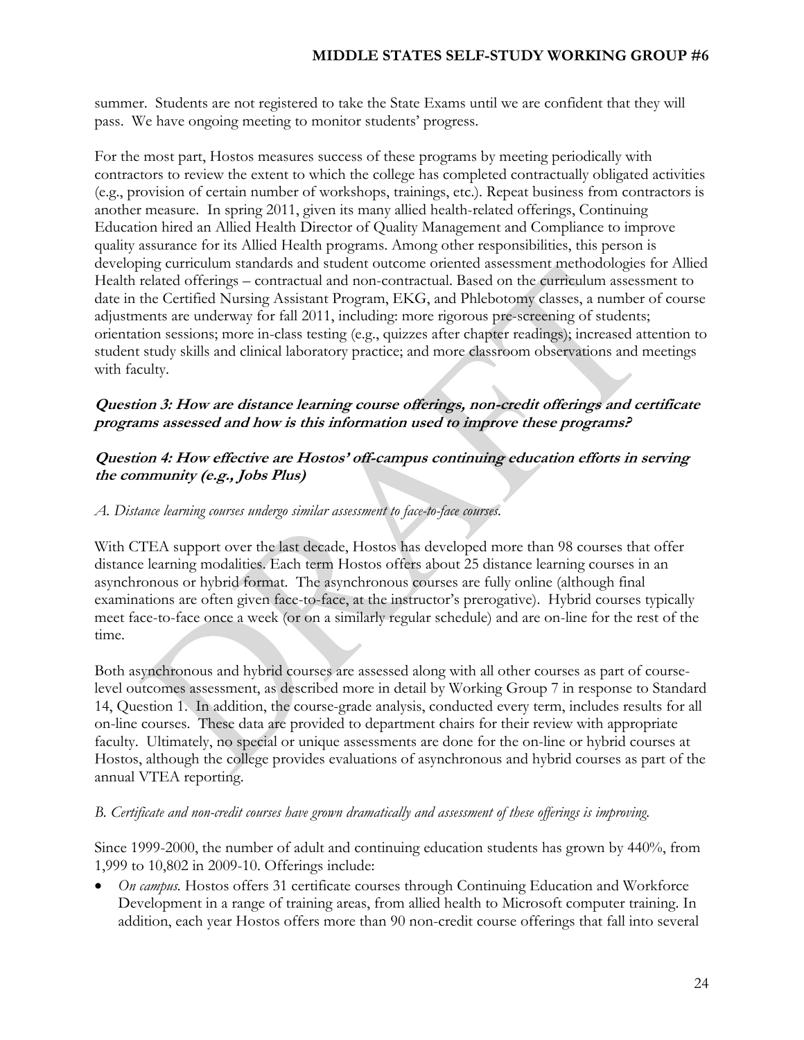summer. Students are not registered to take the State Exams until we are confident that they will pass. We have ongoing meeting to monitor students' progress.

For the most part, Hostos measures success of these programs by meeting periodically with contractors to review the extent to which the college has completed contractually obligated activities (e.g., provision of certain number of workshops, trainings, etc.). Repeat business from contractors is another measure. In spring 2011, given its many allied health-related offerings, Continuing Education hired an Allied Health Director of Quality Management and Compliance to improve quality assurance for its Allied Health programs. Among other responsibilities, this person is developing curriculum standards and student outcome oriented assessment methodologies for Allied Health related offerings – contractual and non-contractual. Based on the curriculum assessment to date in the Certified Nursing Assistant Program, EKG, and Phlebotomy classes, a number of course adjustments are underway for fall 2011, including: more rigorous pre-screening of students; orientation sessions; more in-class testing (e.g., quizzes after chapter readings); increased attention to student study skills and clinical laboratory practice; and more classroom observations and meetings with faculty.

### *Question 3: How are distance learning course offerings, non-credit offerings and certificate programs assessed and how is this information used to improve these programs?*

### *Question 4: How effective are Hostos' off-campus continuing education efforts in serving the community (e.g., Jobs Plus)*

*A. Distance learning courses undergo similar assessment to face-to-face courses.*

With CTEA support over the last decade, Hostos has developed more than 98 courses that offer distance learning modalities. Each term Hostos offers about 25 distance learning courses in an asynchronous or hybrid format. The asynchronous courses are fully online (although final examinations are often given face-to-face, at the instructor's prerogative). Hybrid courses typically meet face-to-face once a week (or on a similarly regular schedule) and are on-line for the rest of the time.

Both asynchronous and hybrid courses are assessed along with all other courses as part of course-level outcomes assessment, as described more in detail by Working Group 7 in response to Standard 14, Question 1. In addition, the course-grade analysis, conducted every term, includes results for all on-line courses. These data are provided to department chairs for their review with appropriate faculty. Ultimately, no special or unique assessments are done for the on-line or hybrid courses at Hostos, although the college provides evaluations of asynchronous and hybrid courses as part of the annual VTEA reporting.

*B. Certificate and non-credit courses have grown dramatically and assessment of these offerings is improving.*

Since 1999-2000, the number of adult and continuing education students has grown by 440%, from 1,999 to 10,802 in 2009-10. Offerings include:

- *On campus.* Hostos offers 31 certificate courses through Continuing Education and Workforce Development in a range of training areas, from allied health to Microsoft computer training. In addition, each year Hostos offers more than 90 non-credit course offerings that fall into several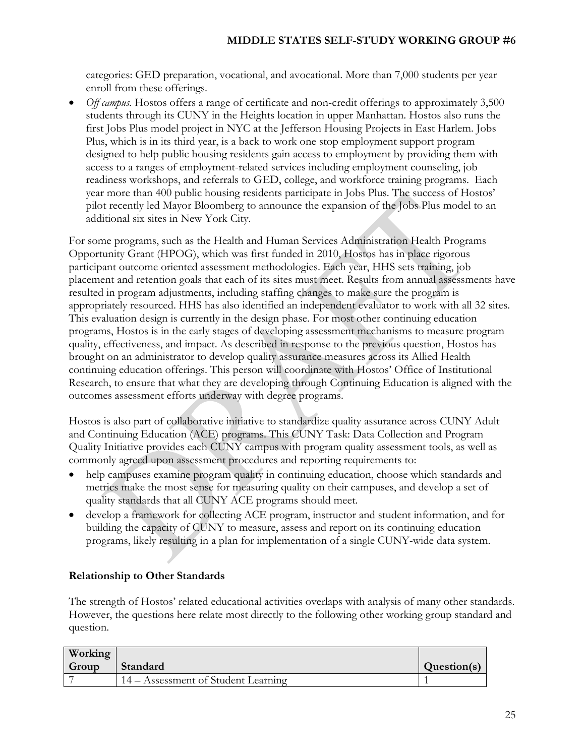categories: GED preparation, vocational, and avocational. More than 7,000 students per year enroll from these offerings.

- *Off campus*. Hostos offers a range of certificate and non-credit offerings to approximately 3,500 students through its CUNY in the Heights location in upper Manhattan. Hostos also runs the first Jobs Plus model project in NYC at the Jefferson Housing Projects in East Harlem. Jobs Plus, which is in its third year, is a back to work one stop employment support program designed to help public housing residents gain access to employment by providing them with access to a ranges of employment-related services including employment counseling, job readiness workshops, and referrals to GED, college, and workforce training programs. Each year more than 400 public housing residents participate in Jobs Plus. The success of Hostos' pilot recently led Mayor Bloomberg to announce the expansion of the Jobs Plus model to an additional six sites in New York City.

For some programs, such as the Health and Human Services Administration Health Programs Opportunity Grant (HPOG), which was first funded in 2010, Hostos has in place rigorous participant outcome oriented assessment methodologies. Each year, HHS sets training, job placement and retention goals that each of its sites must meet. Results from annual assessments have resulted in program adjustments, including staffing changes to make sure the program is appropriately resourced. HHS has also identified an independent evaluator to work with all 32 sites. This evaluation design is currently in the design phase. For most other continuing education programs, Hostos is in the early stages of developing assessment mechanisms to measure program quality, effectiveness, and impact. As described in response to the previous question, Hostos has brought on an administrator to develop quality assurance measures across its Allied Health continuing education offerings. This person will coordinate with Hostos' Office of Institutional Research, to ensure that what they are developing through Continuing Education is aligned with the outcomes assessment efforts underway with degree programs.

Hostos is also part of collaborative initiative to standardize quality assurance across CUNY Adult and Continuing Education (ACE) programs. This CUNY Task: Data Collection and Program Quality Initiative provides each CUNY campus with program quality assessment tools, as well as commonly agreed upon assessment procedures and reporting requirements to:

- help campuses examine program quality in continuing education, choose which standards and metrics make the most sense for measuring quality on their campuses, and develop a set of quality standards that all CUNY ACE programs should meet.
- develop a framework for collecting ACE program, instructor and student information, and for building the capacity of CUNY to measure, assess and report on its continuing education programs, likely resulting in a plan for implementation of a single CUNY-wide data system.

### Relationship to Other Standards

The strength of Hostos' related educational activities overlaps with analysis of many other standards. However, the questions here relate most directly to the following other working group standard and question.

| Working Group | Standard | Question(s) |
|---|---|---|
| 7 | 14 – Assessment of Student Learning | 1 |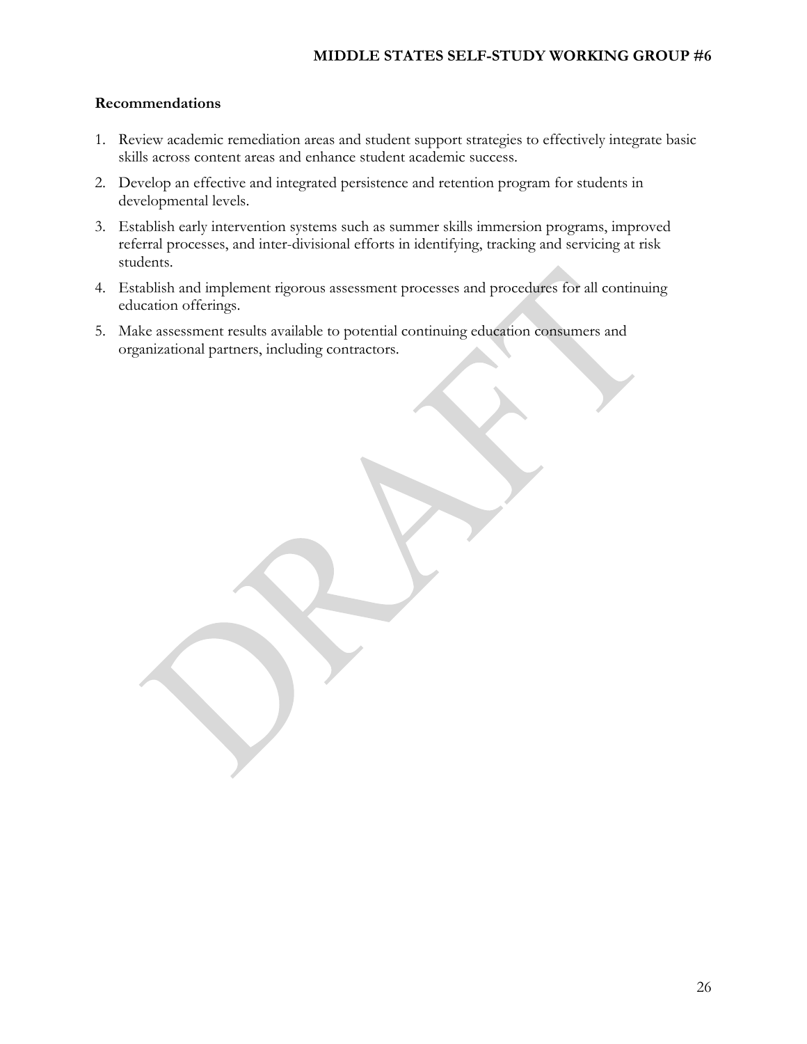**Recommendations**

1. Review academic remediation areas and student support strategies to effectively integrate basic skills across content areas and enhance student academic success.
2. Develop an effective and integrated persistence and retention program for students in developmental levels.
3. Establish early intervention systems such as summer skills immersion programs, improved referral processes, and inter-divisional efforts in identifying, tracking and servicing at risk students.
4. Establish and implement rigorous assessment processes and procedures for all continuing education offerings.
5. Make assessment results available to potential continuing education consumers and organizational partners, including contractors.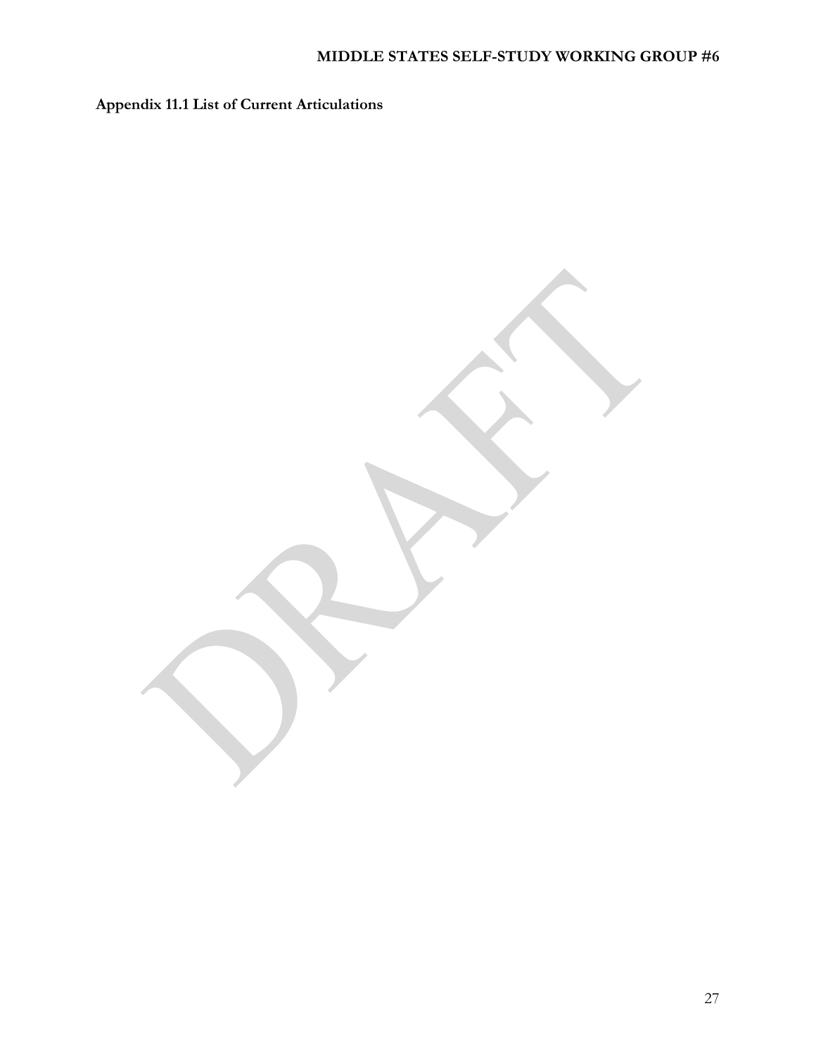**Appendix 11.1 List of Current Articulations**